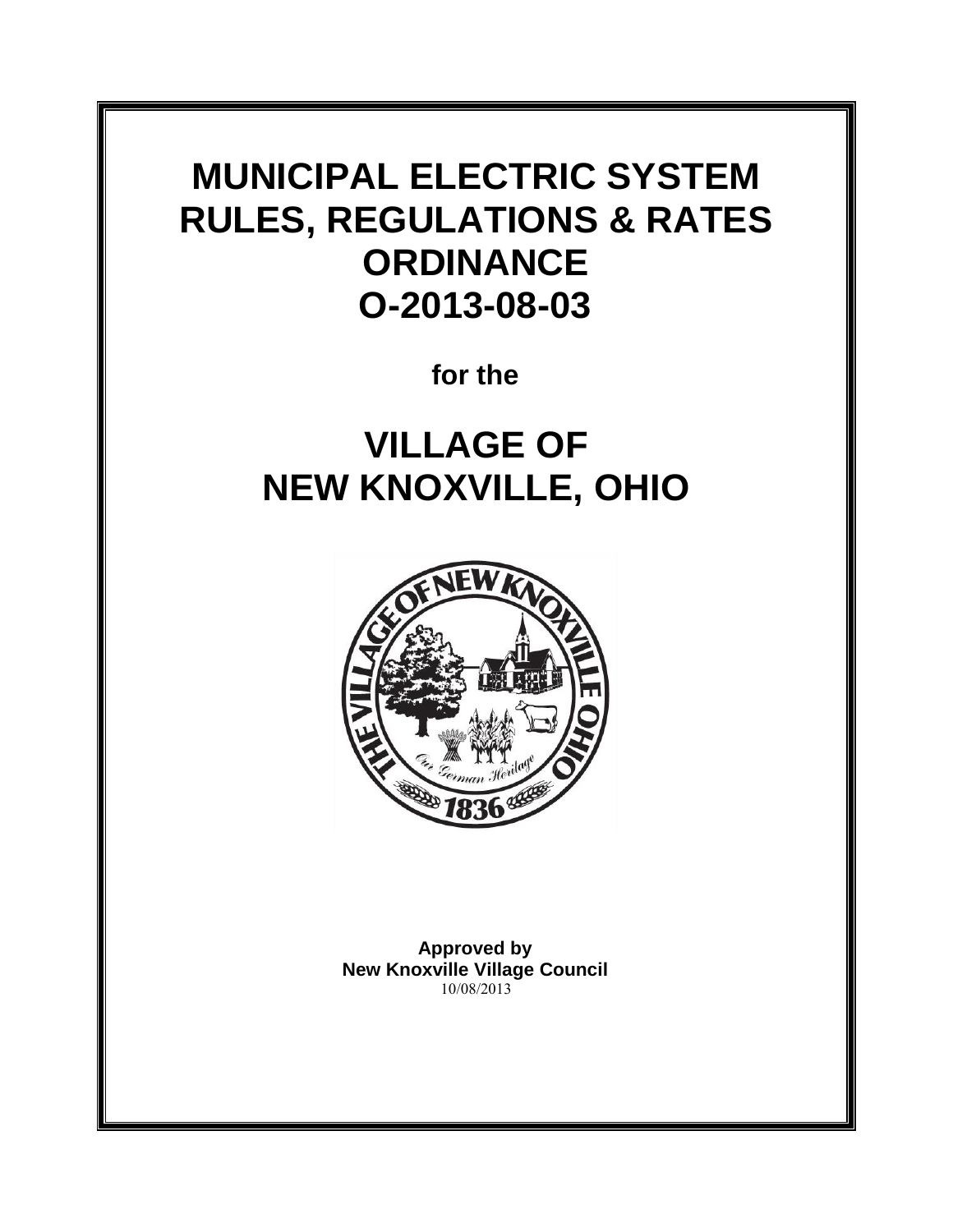# MUNICIPAL ELECTRIC SYSTEM RULES, REGULATIONS & RATES ORDINANCE O-2013-08-03

**for the**

# VILLAGE OF NEW KNOXVILLE, OHIO

**Approved by**
**New Knoxville Village Council**
10/08/2013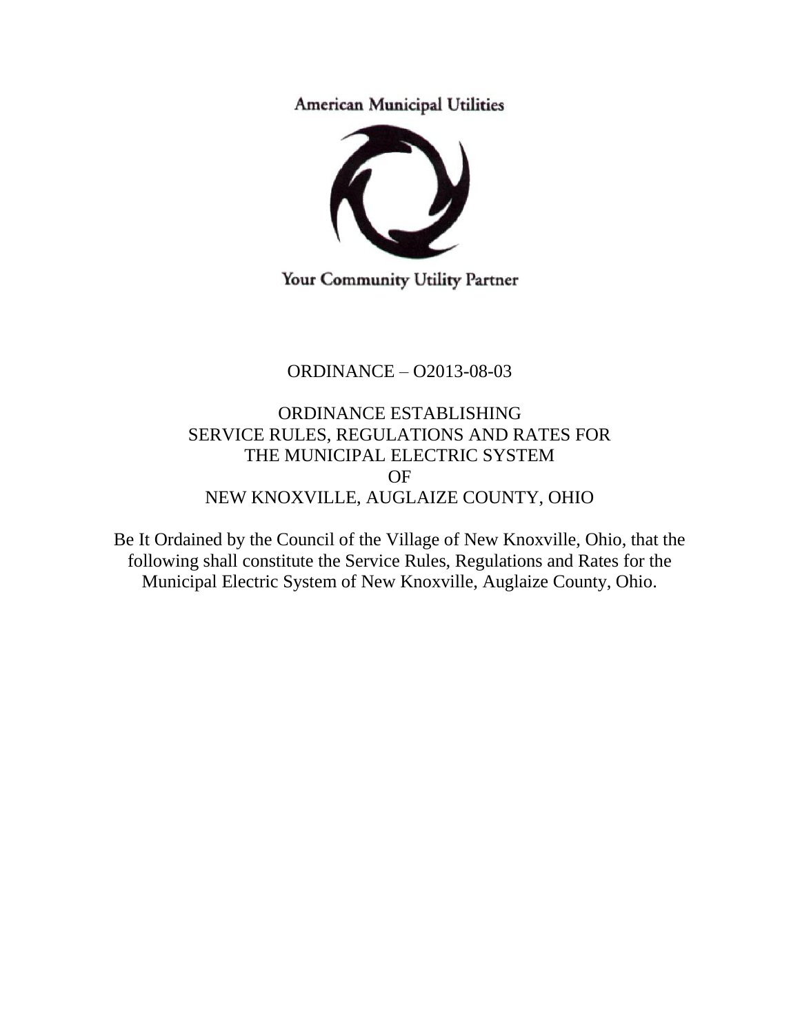American Municipal Utilities

Your Community Utility Partner

ORDINANCE – O2013-08-03

ORDINANCE ESTABLISHING
SERVICE RULES, REGULATIONS AND RATES FOR
THE MUNICIPAL ELECTRIC SYSTEM
OF
NEW KNOXVILLE, AUGLAIZE COUNTY, OHIO

Be It Ordained by the Council of the Village of New Knoxville, Ohio, that the following shall constitute the Service Rules, Regulations and Rates for the Municipal Electric System of New Knoxville, Auglaize County, Ohio.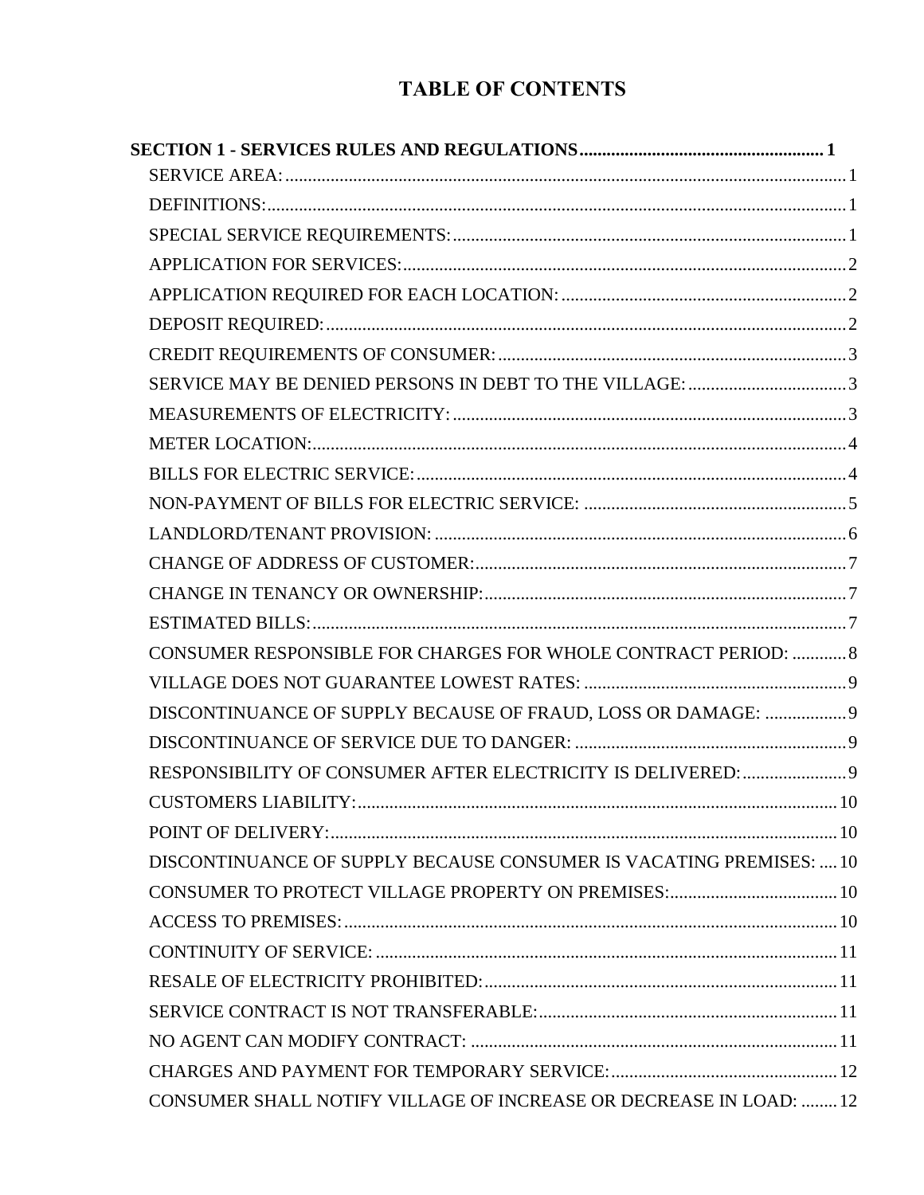# TABLE OF CONTENTS

**SECTION 1 - SERVICES RULES AND REGULATIONS** ........ **1**

- SERVICE AREA: ........ 1
- DEFINITIONS: ........ 1
- SPECIAL SERVICE REQUIREMENTS: ........ 1
- APPLICATION FOR SERVICES: ........ 2
- APPLICATION REQUIRED FOR EACH LOCATION: ........ 2
- DEPOSIT REQUIRED: ........ 2
- CREDIT REQUIREMENTS OF CONSUMER: ........ 3
- SERVICE MAY BE DENIED PERSONS IN DEBT TO THE VILLAGE: ........ 3
- MEASUREMENTS OF ELECTRICITY: ........ 3
- METER LOCATION: ........ 4
- BILLS FOR ELECTRIC SERVICE: ........ 4
- NON-PAYMENT OF BILLS FOR ELECTRIC SERVICE: ........ 5
- LANDLORD/TENANT PROVISION: ........ 6
- CHANGE OF ADDRESS OF CUSTOMER: ........ 7
- CHANGE IN TENANCY OR OWNERSHIP: ........ 7
- ESTIMATED BILLS: ........ 7
- CONSUMER RESPONSIBLE FOR CHARGES FOR WHOLE CONTRACT PERIOD: ........ 8
- VILLAGE DOES NOT GUARANTEE LOWEST RATES: ........ 9
- DISCONTINUANCE OF SUPPLY BECAUSE OF FRAUD, LOSS OR DAMAGE: ........ 9
- DISCONTINUANCE OF SERVICE DUE TO DANGER: ........ 9
- RESPONSIBILITY OF CONSUMER AFTER ELECTRICITY IS DELIVERED: ........ 9
- CUSTOMERS LIABILITY: ........ 10
- POINT OF DELIVERY: ........ 10
- DISCONTINUANCE OF SUPPLY BECAUSE CONSUMER IS VACATING PREMISES: ........ 10
- CONSUMER TO PROTECT VILLAGE PROPERTY ON PREMISES: ........ 10
- ACCESS TO PREMISES: ........ 10
- CONTINUITY OF SERVICE: ........ 11
- RESALE OF ELECTRICITY PROHIBITED: ........ 11
- SERVICE CONTRACT IS NOT TRANSFERABLE: ........ 11
- NO AGENT CAN MODIFY CONTRACT: ........ 11
- CHARGES AND PAYMENT FOR TEMPORARY SERVICE: ........ 12
- CONSUMER SHALL NOTIFY VILLAGE OF INCREASE OR DECREASE IN LOAD: ........ 12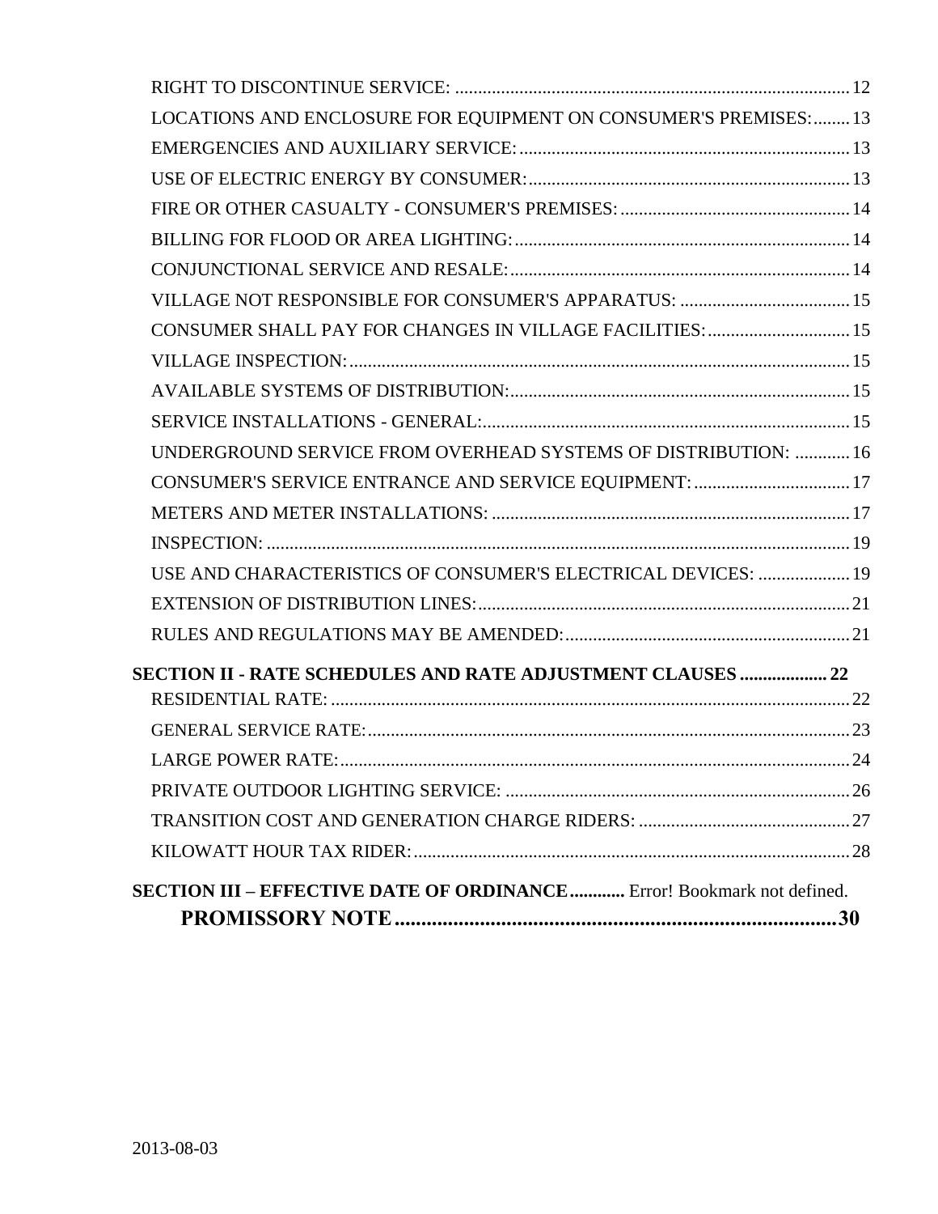RIGHT TO DISCONTINUE SERVICE: ..................................................................................... 12
LOCATIONS AND ENCLOSURE FOR EQUIPMENT ON CONSUMER'S PREMISES: ........ 13
EMERGENCIES AND AUXILIARY SERVICE: ...................................................................... 13
USE OF ELECTRIC ENERGY BY CONSUMER: ..................................................................... 13
FIRE OR OTHER CASUALTY - CONSUMER'S PREMISES: ................................................. 14
BILLING FOR FLOOD OR AREA LIGHTING: ....................................................................... 14
CONJUNCTIONAL SERVICE AND RESALE: ......................................................................... 14
VILLAGE NOT RESPONSIBLE FOR CONSUMER'S APPARATUS: ..................................... 15
CONSUMER SHALL PAY FOR CHANGES IN VILLAGE FACILITIES: ............................... 15
VILLAGE INSPECTION: ........................................................................................................... 15
AVAILABLE SYSTEMS OF DISTRIBUTION: .......................................................................... 15
SERVICE INSTALLATIONS - GENERAL: ............................................................................... 15
UNDERGROUND SERVICE FROM OVERHEAD SYSTEMS OF DISTRIBUTION: ............ 16
CONSUMER'S SERVICE ENTRANCE AND SERVICE EQUIPMENT: .................................. 17
METERS AND METER INSTALLATIONS: ............................................................................. 17
INSPECTION: ............................................................................................................................. 19
USE AND CHARACTERISTICS OF CONSUMER'S ELECTRICAL DEVICES: .................... 19
EXTENSION OF DISTRIBUTION LINES: ................................................................................ 21
RULES AND REGULATIONS MAY BE AMENDED: .............................................................. 21

**SECTION II - RATE SCHEDULES AND RATE ADJUSTMENT CLAUSES .................. 22**

RESIDENTIAL RATE: ................................................................................................................ 22
GENERAL SERVICE RATE: ........................................................................................................ 23
LARGE POWER RATE: .............................................................................................................. 24
PRIVATE OUTDOOR LIGHTING SERVICE: ........................................................................... 26
TRANSITION COST AND GENERATION CHARGE RIDERS: .............................................. 27
KILOWATT HOUR TAX RIDER: ............................................................................................... 28

**SECTION III – EFFECTIVE DATE OF ORDINANCE ............** Error! Bookmark not defined.

**PROMISSORY NOTE .................................................................................. 30**

2013-08-03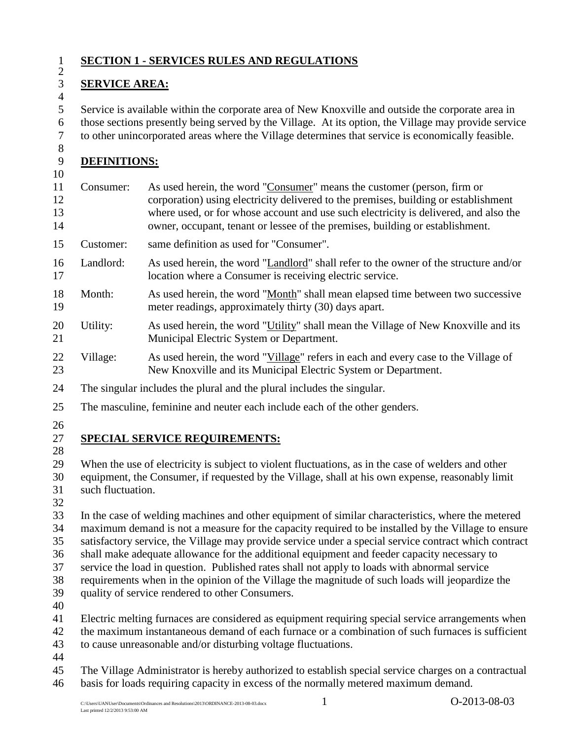## SECTION 1 - SERVICES RULES AND REGULATIONS

### SERVICE AREA:

Service is available within the corporate area of New Knoxville and outside the corporate area in those sections presently being served by the Village. At its option, the Village may provide service to other unincorporated areas where the Village determines that service is economically feasible.

### DEFINITIONS:

Consumer: As used herein, the word "Consumer" means the customer (person, firm or corporation) using electricity delivered to the premises, building or establishment where used, or for whose account and use such electricity is delivered, and also the owner, occupant, tenant or lessee of the premises, building or establishment.

Customer: same definition as used for "Consumer".

Landlord: As used herein, the word "Landlord" shall refer to the owner of the structure and/or location where a Consumer is receiving electric service.

Month: As used herein, the word "Month" shall mean elapsed time between two successive meter readings, approximately thirty (30) days apart.

Utility: As used herein, the word "Utility" shall mean the Village of New Knoxville and its Municipal Electric System or Department.

Village: As used herein, the word "Village" refers in each and every case to the Village of New Knoxville and its Municipal Electric System or Department.

The singular includes the plural and the plural includes the singular.

The masculine, feminine and neuter each include each of the other genders.

### SPECIAL SERVICE REQUIREMENTS:

When the use of electricity is subject to violent fluctuations, as in the case of welders and other equipment, the Consumer, if requested by the Village, shall at his own expense, reasonably limit such fluctuation.

In the case of welding machines and other equipment of similar characteristics, where the metered maximum demand is not a measure for the capacity required to be installed by the Village to ensure satisfactory service, the Village may provide service under a special service contract which contract shall make adequate allowance for the additional equipment and feeder capacity necessary to service the load in question. Published rates shall not apply to loads with abnormal service requirements when in the opinion of the Village the magnitude of such loads will jeopardize the quality of service rendered to other Consumers.

Electric melting furnaces are considered as equipment requiring special service arrangements when the maximum instantaneous demand of each furnace or a combination of such furnaces is sufficient to cause unreasonable and/or disturbing voltage fluctuations.

The Village Administrator is hereby authorized to establish special service charges on a contractual basis for loads requiring capacity in excess of the normally metered maximum demand.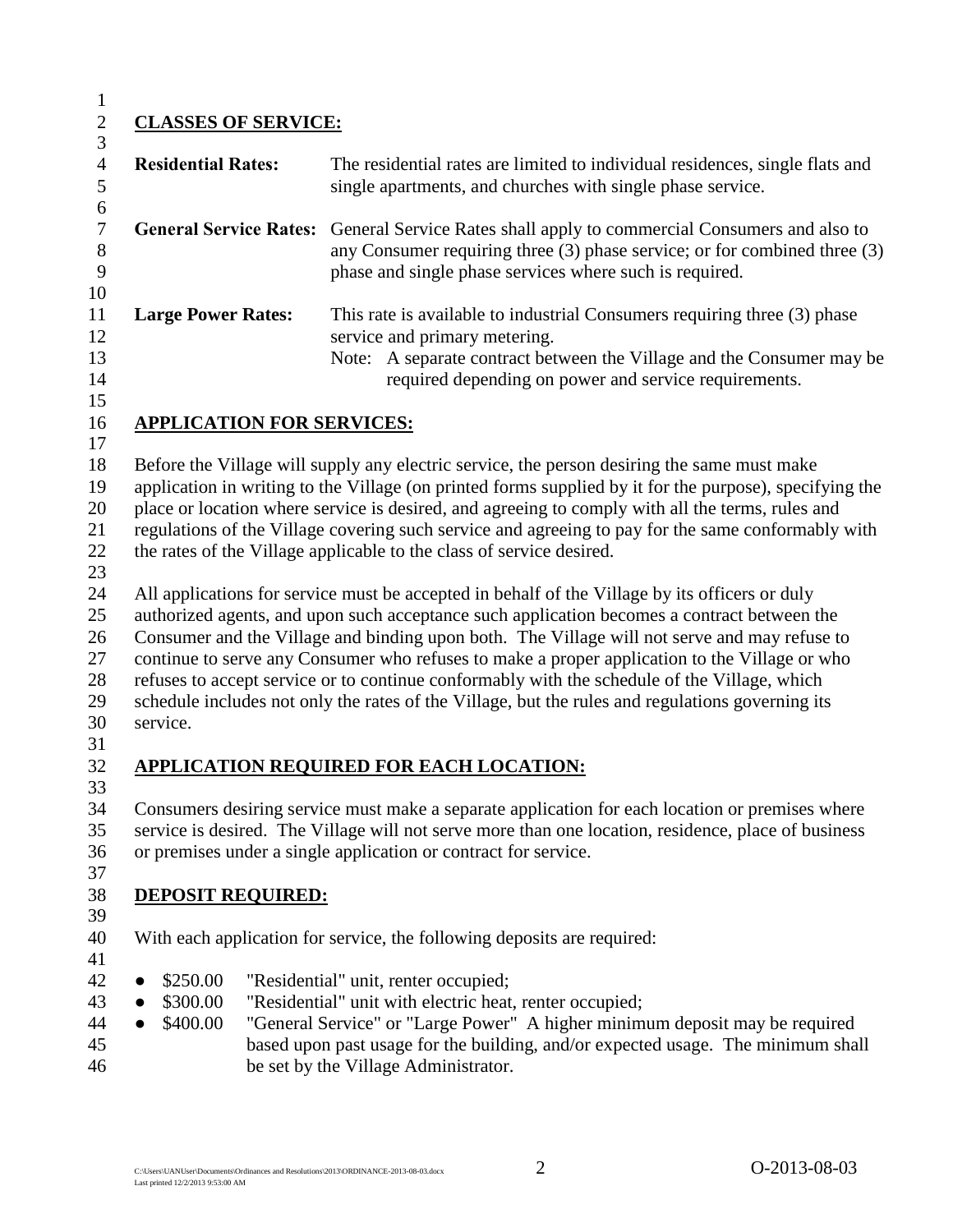## CLASSES OF SERVICE:

**Residential Rates:** The residential rates are limited to individual residences, single flats and single apartments, and churches with single phase service.

**General Service Rates:** General Service Rates shall apply to commercial Consumers and also to any Consumer requiring three (3) phase service; or for combined three (3) phase and single phase services where such is required.

**Large Power Rates:** This rate is available to industrial Consumers requiring three (3) phase service and primary metering.
Note: A separate contract between the Village and the Consumer may be required depending on power and service requirements.

## APPLICATION FOR SERVICES:

Before the Village will supply any electric service, the person desiring the same must make application in writing to the Village (on printed forms supplied by it for the purpose), specifying the place or location where service is desired, and agreeing to comply with all the terms, rules and regulations of the Village covering such service and agreeing to pay for the same conformably with the rates of the Village applicable to the class of service desired.

All applications for service must be accepted in behalf of the Village by its officers or duly authorized agents, and upon such acceptance such application becomes a contract between the Consumer and the Village and binding upon both. The Village will not serve and may refuse to continue to serve any Consumer who refuses to make a proper application to the Village or who refuses to accept service or to continue conformably with the schedule of the Village, which schedule includes not only the rates of the Village, but the rules and regulations governing its service.

## APPLICATION REQUIRED FOR EACH LOCATION:

Consumers desiring service must make a separate application for each location or premises where service is desired. The Village will not serve more than one location, residence, place of business or premises under a single application or contract for service.

## DEPOSIT REQUIRED:

With each application for service, the following deposits are required:

- \$250.00 "Residential" unit, renter occupied;
- \$300.00 "Residential" unit with electric heat, renter occupied;
- \$400.00 "General Service" or "Large Power" A higher minimum deposit may be required based upon past usage for the building, and/or expected usage. The minimum shall be set by the Village Administrator.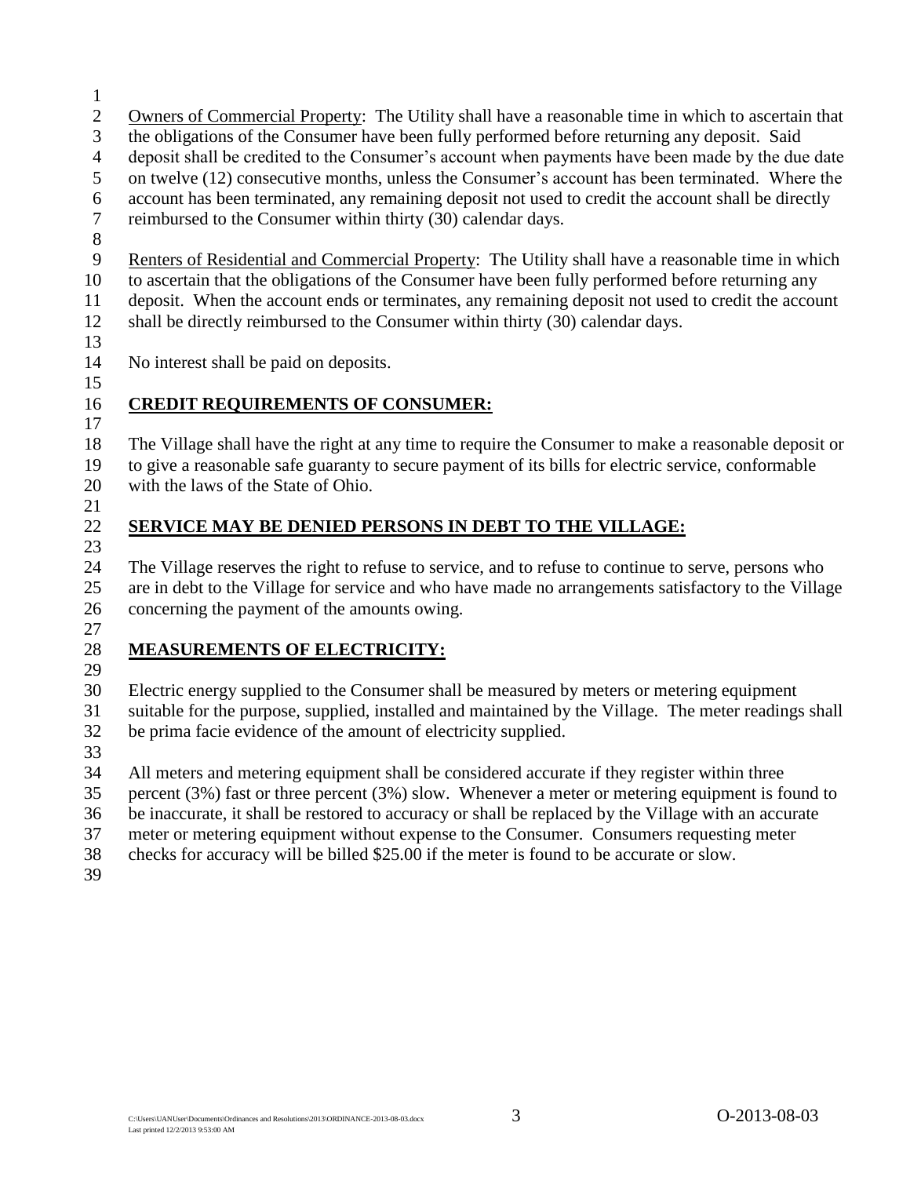Owners of Commercial Property: The Utility shall have a reasonable time in which to ascertain that the obligations of the Consumer have been fully performed before returning any deposit. Said deposit shall be credited to the Consumer's account when payments have been made by the due date on twelve (12) consecutive months, unless the Consumer's account has been terminated. Where the account has been terminated, any remaining deposit not used to credit the account shall be directly reimbursed to the Consumer within thirty (30) calendar days.

Renters of Residential and Commercial Property: The Utility shall have a reasonable time in which to ascertain that the obligations of the Consumer have been fully performed before returning any deposit. When the account ends or terminates, any remaining deposit not used to credit the account shall be directly reimbursed to the Consumer within thirty (30) calendar days.

No interest shall be paid on deposits.

## CREDIT REQUIREMENTS OF CONSUMER:

The Village shall have the right at any time to require the Consumer to make a reasonable deposit or to give a reasonable safe guaranty to secure payment of its bills for electric service, conformable with the laws of the State of Ohio.

## SERVICE MAY BE DENIED PERSONS IN DEBT TO THE VILLAGE:

The Village reserves the right to refuse to service, and to refuse to continue to serve, persons who are in debt to the Village for service and who have made no arrangements satisfactory to the Village concerning the payment of the amounts owing.

## MEASUREMENTS OF ELECTRICITY:

Electric energy supplied to the Consumer shall be measured by meters or metering equipment suitable for the purpose, supplied, installed and maintained by the Village. The meter readings shall be prima facie evidence of the amount of electricity supplied.

All meters and metering equipment shall be considered accurate if they register within three percent (3%) fast or three percent (3%) slow. Whenever a meter or metering equipment is found to be inaccurate, it shall be restored to accuracy or shall be replaced by the Village with an accurate meter or metering equipment without expense to the Consumer. Consumers requesting meter checks for accuracy will be billed $25.00 if the meter is found to be accurate or slow.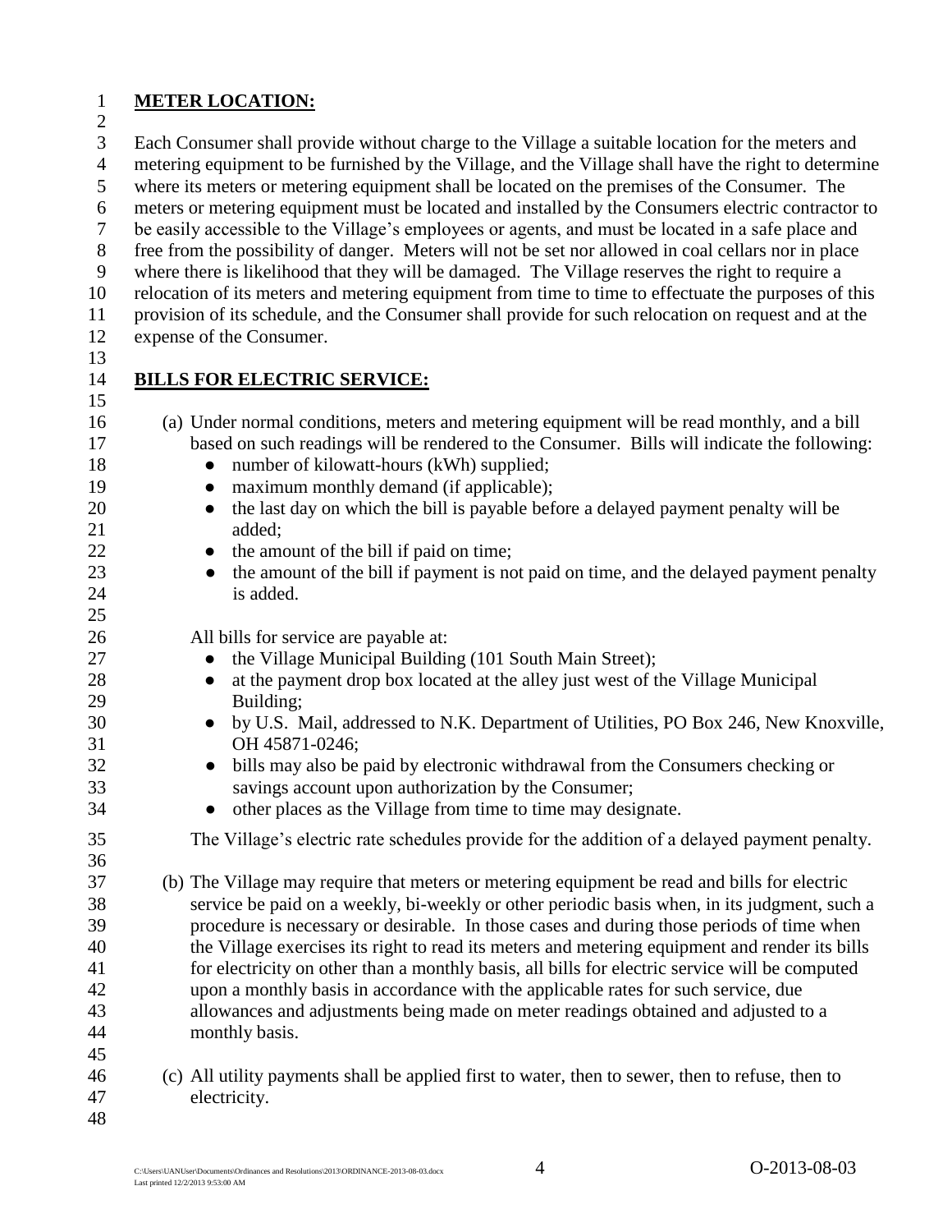**METER LOCATION:**

Each Consumer shall provide without charge to the Village a suitable location for the meters and metering equipment to be furnished by the Village, and the Village shall have the right to determine where its meters or metering equipment shall be located on the premises of the Consumer. The meters or metering equipment must be located and installed by the Consumers electric contractor to be easily accessible to the Village's employees or agents, and must be located in a safe place and free from the possibility of danger. Meters will not be set nor allowed in coal cellars nor in place where there is likelihood that they will be damaged. The Village reserves the right to require a relocation of its meters and metering equipment from time to time to effectuate the purposes of this provision of its schedule, and the Consumer shall provide for such relocation on request and at the expense of the Consumer.

**BILLS FOR ELECTRIC SERVICE:**

(a) Under normal conditions, meters and metering equipment will be read monthly, and a bill based on such readings will be rendered to the Consumer. Bills will indicate the following:
   - number of kilowatt-hours (kWh) supplied;
   - maximum monthly demand (if applicable);
   - the last day on which the bill is payable before a delayed payment penalty will be added;
   - the amount of the bill if paid on time;
   - the amount of the bill if payment is not paid on time, and the delayed payment penalty is added.

   All bills for service are payable at:
   - the Village Municipal Building (101 South Main Street);
   - at the payment drop box located at the alley just west of the Village Municipal Building;
   - by U.S. Mail, addressed to N.K. Department of Utilities, PO Box 246, New Knoxville, OH 45871-0246;
   - bills may also be paid by electronic withdrawal from the Consumers checking or savings account upon authorization by the Consumer;
   - other places as the Village from time to time may designate.

   The Village's electric rate schedules provide for the addition of a delayed payment penalty.

(b) The Village may require that meters or metering equipment be read and bills for electric service be paid on a weekly, bi-weekly or other periodic basis when, in its judgment, such a procedure is necessary or desirable. In those cases and during those periods of time when the Village exercises its right to read its meters and metering equipment and render its bills for electricity on other than a monthly basis, all bills for electric service will be computed upon a monthly basis in accordance with the applicable rates for such service, due allowances and adjustments being made on meter readings obtained and adjusted to a monthly basis.

(c) All utility payments shall be applied first to water, then to sewer, then to refuse, then to electricity.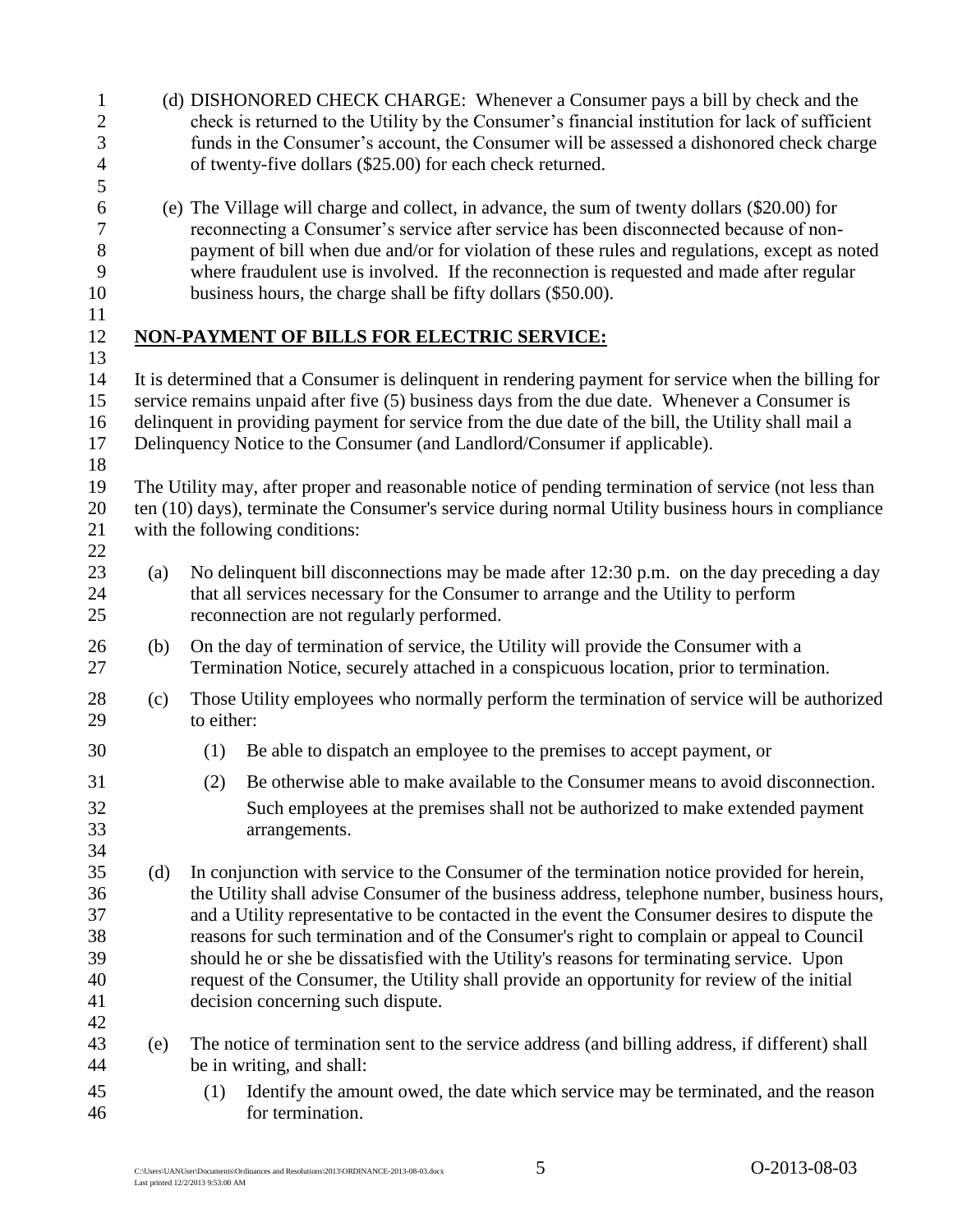(d) DISHONORED CHECK CHARGE: Whenever a Consumer pays a bill by check and the check is returned to the Utility by the Consumer's financial institution for lack of sufficient funds in the Consumer's account, the Consumer will be assessed a dishonored check charge of twenty-five dollars ($25.00) for each check returned.

(e) The Village will charge and collect, in advance, the sum of twenty dollars ($20.00) for reconnecting a Consumer's service after service has been disconnected because of non-payment of bill when due and/or for violation of these rules and regulations, except as noted where fraudulent use is involved. If the reconnection is requested and made after regular business hours, the charge shall be fifty dollars ($50.00).

**NON-PAYMENT OF BILLS FOR ELECTRIC SERVICE:**

It is determined that a Consumer is delinquent in rendering payment for service when the billing for service remains unpaid after five (5) business days from the due date. Whenever a Consumer is delinquent in providing payment for service from the due date of the bill, the Utility shall mail a Delinquency Notice to the Consumer (and Landlord/Consumer if applicable).

The Utility may, after proper and reasonable notice of pending termination of service (not less than ten (10) days), terminate the Consumer's service during normal Utility business hours in compliance with the following conditions:

(a) No delinquent bill disconnections may be made after 12:30 p.m. on the day preceding a day that all services necessary for the Consumer to arrange and the Utility to perform reconnection are not regularly performed.

(b) On the day of termination of service, the Utility will provide the Consumer with a Termination Notice, securely attached in a conspicuous location, prior to termination.

(c) Those Utility employees who normally perform the termination of service will be authorized to either:

(1) Be able to dispatch an employee to the premises to accept payment, or

(2) Be otherwise able to make available to the Consumer means to avoid disconnection. Such employees at the premises shall not be authorized to make extended payment arrangements.

(d) In conjunction with service to the Consumer of the termination notice provided for herein, the Utility shall advise Consumer of the business address, telephone number, business hours, and a Utility representative to be contacted in the event the Consumer desires to dispute the reasons for such termination and of the Consumer's right to complain or appeal to Council should he or she be dissatisfied with the Utility's reasons for terminating service. Upon request of the Consumer, the Utility shall provide an opportunity for review of the initial decision concerning such dispute.

(e) The notice of termination sent to the service address (and billing address, if different) shall be in writing, and shall:

(1) Identify the amount owed, the date which service may be terminated, and the reason for termination.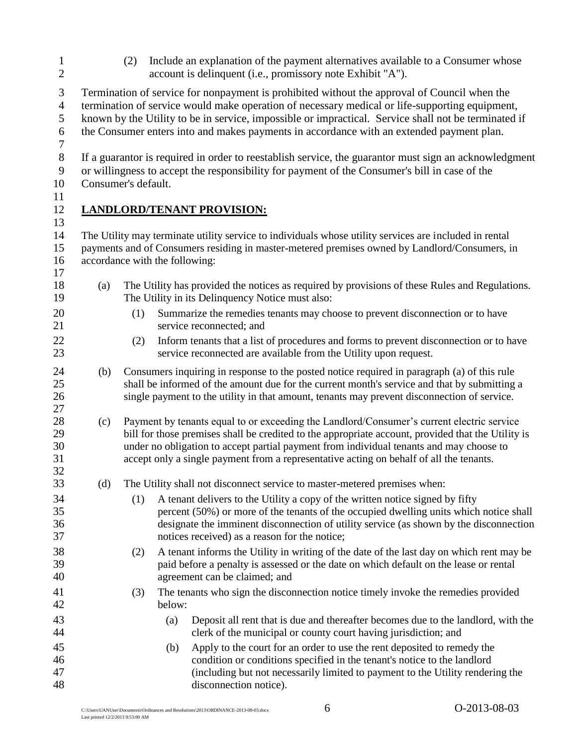(2) Include an explanation of the payment alternatives available to a Consumer whose account is delinquent (i.e., promissory note Exhibit "A").

Termination of service for nonpayment is prohibited without the approval of Council when the termination of service would make operation of necessary medical or life-supporting equipment, known by the Utility to be in service, impossible or impractical. Service shall not be terminated if the Consumer enters into and makes payments in accordance with an extended payment plan.

If a guarantor is required in order to reestablish service, the guarantor must sign an acknowledgment or willingness to accept the responsibility for payment of the Consumer's bill in case of the Consumer's default.

**LANDLORD/TENANT PROVISION:**

The Utility may terminate utility service to individuals whose utility services are included in rental payments and of Consumers residing in master-metered premises owned by Landlord/Consumers, in accordance with the following:

(a) The Utility has provided the notices as required by provisions of these Rules and Regulations. The Utility in its Delinquency Notice must also:

  (1) Summarize the remedies tenants may choose to prevent disconnection or to have service reconnected; and

  (2) Inform tenants that a list of procedures and forms to prevent disconnection or to have service reconnected are available from the Utility upon request.

(b) Consumers inquiring in response to the posted notice required in paragraph (a) of this rule shall be informed of the amount due for the current month's service and that by submitting a single payment to the utility in that amount, tenants may prevent disconnection of service.

(c) Payment by tenants equal to or exceeding the Landlord/Consumer's current electric service bill for those premises shall be credited to the appropriate account, provided that the Utility is under no obligation to accept partial payment from individual tenants and may choose to accept only a single payment from a representative acting on behalf of all the tenants.

(d) The Utility shall not disconnect service to master-metered premises when:

  (1) A tenant delivers to the Utility a copy of the written notice signed by fifty percent (50%) or more of the tenants of the occupied dwelling units which notice shall designate the imminent disconnection of utility service (as shown by the disconnection notices received) as a reason for the notice;

  (2) A tenant informs the Utility in writing of the date of the last day on which rent may be paid before a penalty is assessed or the date on which default on the lease or rental agreement can be claimed; and

  (3) The tenants who sign the disconnection notice timely invoke the remedies provided below:

    (a) Deposit all rent that is due and thereafter becomes due to the landlord, with the clerk of the municipal or county court having jurisdiction; and

    (b) Apply to the court for an order to use the rent deposited to remedy the condition or conditions specified in the tenant's notice to the landlord (including but not necessarily limited to payment to the Utility rendering the disconnection notice).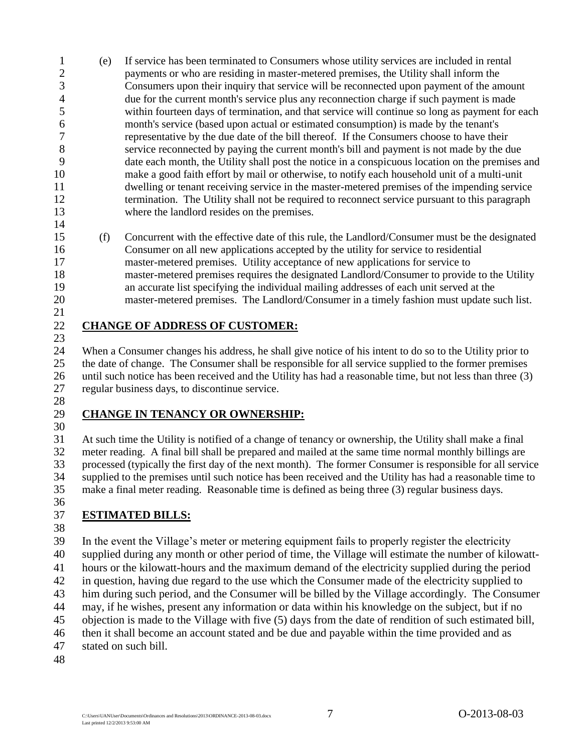(e) If service has been terminated to Consumers whose utility services are included in rental payments or who are residing in master-metered premises, the Utility shall inform the Consumers upon their inquiry that service will be reconnected upon payment of the amount due for the current month's service plus any reconnection charge if such payment is made within fourteen days of termination, and that service will continue so long as payment for each month's service (based upon actual or estimated consumption) is made by the tenant's representative by the due date of the bill thereof. If the Consumers choose to have their service reconnected by paying the current month's bill and payment is not made by the due date each month, the Utility shall post the notice in a conspicuous location on the premises and make a good faith effort by mail or otherwise, to notify each household unit of a multi-unit dwelling or tenant receiving service in the master-metered premises of the impending service termination. The Utility shall not be required to reconnect service pursuant to this paragraph where the landlord resides on the premises.

(f) Concurrent with the effective date of this rule, the Landlord/Consumer must be the designated Consumer on all new applications accepted by the utility for service to residential master-metered premises. Utility acceptance of new applications for service to master-metered premises requires the designated Landlord/Consumer to provide to the Utility an accurate list specifying the individual mailing addresses of each unit served at the master-metered premises. The Landlord/Consumer in a timely fashion must update such list.

**CHANGE OF ADDRESS OF CUSTOMER:**

When a Consumer changes his address, he shall give notice of his intent to do so to the Utility prior to the date of change. The Consumer shall be responsible for all service supplied to the former premises until such notice has been received and the Utility has had a reasonable time, but not less than three (3) regular business days, to discontinue service.

**CHANGE IN TENANCY OR OWNERSHIP:**

At such time the Utility is notified of a change of tenancy or ownership, the Utility shall make a final meter reading. A final bill shall be prepared and mailed at the same time normal monthly billings are processed (typically the first day of the next month). The former Consumer is responsible for all service supplied to the premises until such notice has been received and the Utility has had a reasonable time to make a final meter reading. Reasonable time is defined as being three (3) regular business days.

**ESTIMATED BILLS:**

In the event the Village's meter or metering equipment fails to properly register the electricity supplied during any month or other period of time, the Village will estimate the number of kilowatt-hours or the kilowatt-hours and the maximum demand of the electricity supplied during the period in question, having due regard to the use which the Consumer made of the electricity supplied to him during such period, and the Consumer will be billed by the Village accordingly. The Consumer may, if he wishes, present any information or data within his knowledge on the subject, but if no objection is made to the Village with five (5) days from the date of rendition of such estimated bill, then it shall become an account stated and be due and payable within the time provided and as stated on such bill.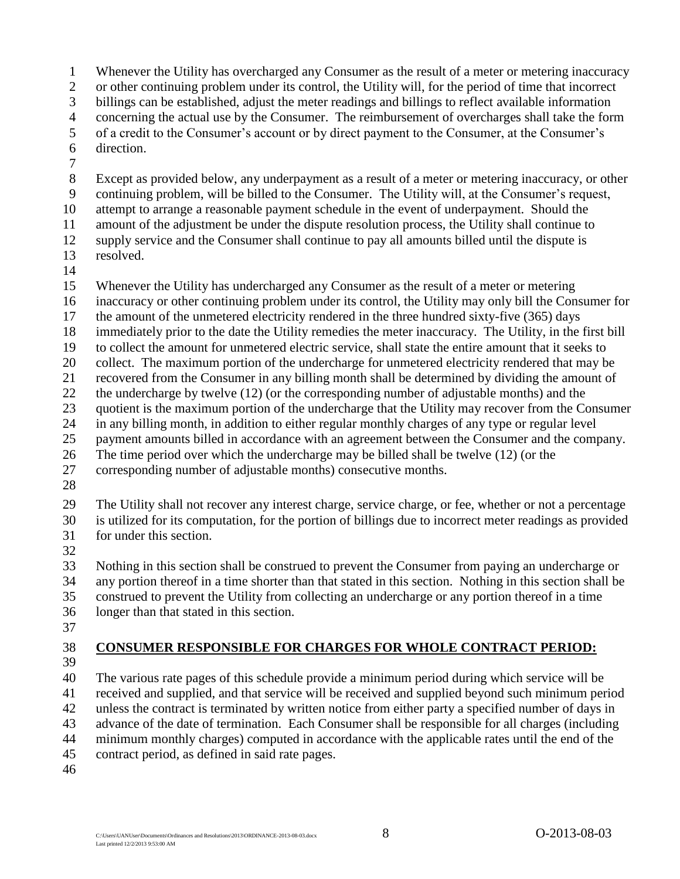Whenever the Utility has overcharged any Consumer as the result of a meter or metering inaccuracy or other continuing problem under its control, the Utility will, for the period of time that incorrect billings can be established, adjust the meter readings and billings to reflect available information concerning the actual use by the Consumer. The reimbursement of overcharges shall take the form of a credit to the Consumer's account or by direct payment to the Consumer, at the Consumer's direction.

Except as provided below, any underpayment as a result of a meter or metering inaccuracy, or other continuing problem, will be billed to the Consumer. The Utility will, at the Consumer's request, attempt to arrange a reasonable payment schedule in the event of underpayment. Should the amount of the adjustment be under the dispute resolution process, the Utility shall continue to supply service and the Consumer shall continue to pay all amounts billed until the dispute is resolved.

Whenever the Utility has undercharged any Consumer as the result of a meter or metering inaccuracy or other continuing problem under its control, the Utility may only bill the Consumer for the amount of the unmetered electricity rendered in the three hundred sixty-five (365) days immediately prior to the date the Utility remedies the meter inaccuracy. The Utility, in the first bill to collect the amount for unmetered electric service, shall state the entire amount that it seeks to collect. The maximum portion of the undercharge for unmetered electricity rendered that may be recovered from the Consumer in any billing month shall be determined by dividing the amount of the undercharge by twelve (12) (or the corresponding number of adjustable months) and the quotient is the maximum portion of the undercharge that the Utility may recover from the Consumer in any billing month, in addition to either regular monthly charges of any type or regular level payment amounts billed in accordance with an agreement between the Consumer and the company. The time period over which the undercharge may be billed shall be twelve (12) (or the corresponding number of adjustable months) consecutive months.

The Utility shall not recover any interest charge, service charge, or fee, whether or not a percentage is utilized for its computation, for the portion of billings due to incorrect meter readings as provided for under this section.

Nothing in this section shall be construed to prevent the Consumer from paying an undercharge or any portion thereof in a time shorter than that stated in this section. Nothing in this section shall be construed to prevent the Utility from collecting an undercharge or any portion thereof in a time longer than that stated in this section.

## CONSUMER RESPONSIBLE FOR CHARGES FOR WHOLE CONTRACT PERIOD:

The various rate pages of this schedule provide a minimum period during which service will be received and supplied, and that service will be received and supplied beyond such minimum period unless the contract is terminated by written notice from either party a specified number of days in advance of the date of termination. Each Consumer shall be responsible for all charges (including minimum monthly charges) computed in accordance with the applicable rates until the end of the contract period, as defined in said rate pages.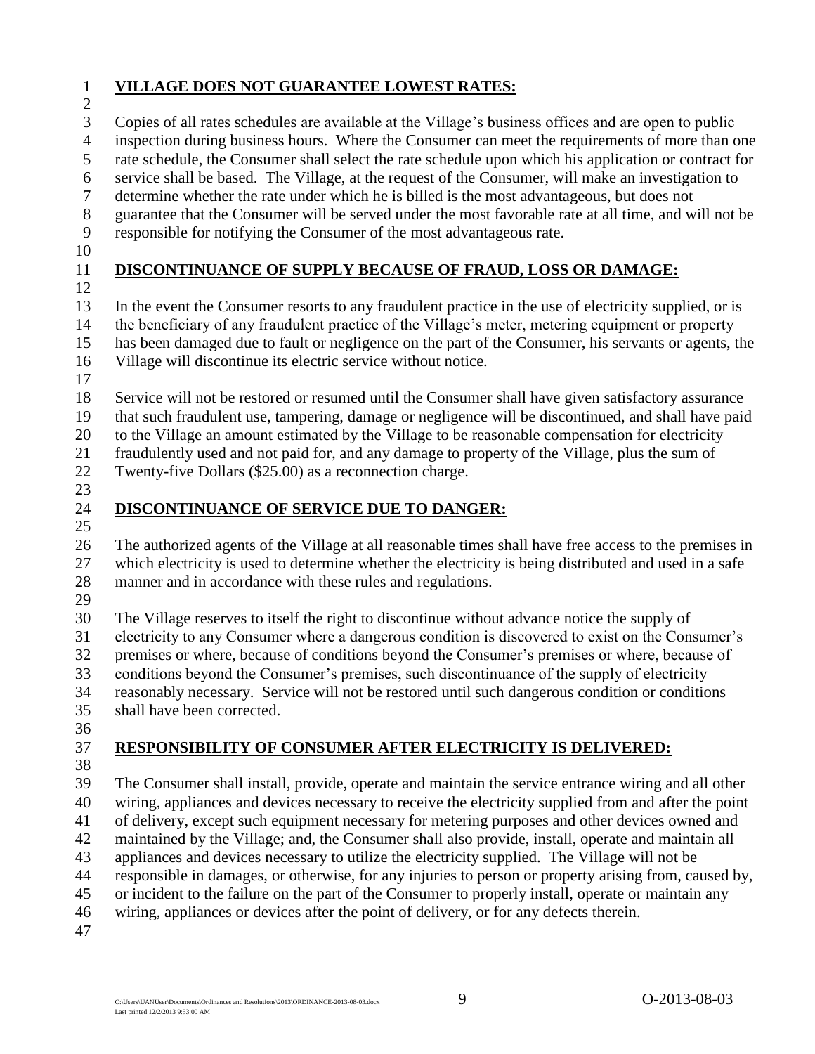**VILLAGE DOES NOT GUARANTEE LOWEST RATES:**

Copies of all rates schedules are available at the Village's business offices and are open to public inspection during business hours. Where the Consumer can meet the requirements of more than one rate schedule, the Consumer shall select the rate schedule upon which his application or contract for service shall be based. The Village, at the request of the Consumer, will make an investigation to determine whether the rate under which he is billed is the most advantageous, but does not guarantee that the Consumer will be served under the most favorable rate at all time, and will not be responsible for notifying the Consumer of the most advantageous rate.

**DISCONTINUANCE OF SUPPLY BECAUSE OF FRAUD, LOSS OR DAMAGE:**

In the event the Consumer resorts to any fraudulent practice in the use of electricity supplied, or is the beneficiary of any fraudulent practice of the Village's meter, metering equipment or property has been damaged due to fault or negligence on the part of the Consumer, his servants or agents, the Village will discontinue its electric service without notice.

Service will not be restored or resumed until the Consumer shall have given satisfactory assurance that such fraudulent use, tampering, damage or negligence will be discontinued, and shall have paid to the Village an amount estimated by the Village to be reasonable compensation for electricity fraudulently used and not paid for, and any damage to property of the Village, plus the sum of Twenty-five Dollars ($25.00) as a reconnection charge.

**DISCONTINUANCE OF SERVICE DUE TO DANGER:**

The authorized agents of the Village at all reasonable times shall have free access to the premises in which electricity is used to determine whether the electricity is being distributed and used in a safe manner and in accordance with these rules and regulations.

The Village reserves to itself the right to discontinue without advance notice the supply of electricity to any Consumer where a dangerous condition is discovered to exist on the Consumer's premises or where, because of conditions beyond the Consumer's premises or where, because of conditions beyond the Consumer's premises, such discontinuance of the supply of electricity reasonably necessary. Service will not be restored until such dangerous condition or conditions shall have been corrected.

**RESPONSIBILITY OF CONSUMER AFTER ELECTRICITY IS DELIVERED:**

The Consumer shall install, provide, operate and maintain the service entrance wiring and all other wiring, appliances and devices necessary to receive the electricity supplied from and after the point of delivery, except such equipment necessary for metering purposes and other devices owned and maintained by the Village; and, the Consumer shall also provide, install, operate and maintain all appliances and devices necessary to utilize the electricity supplied. The Village will not be responsible in damages, or otherwise, for any injuries to person or property arising from, caused by, or incident to the failure on the part of the Consumer to properly install, operate or maintain any wiring, appliances or devices after the point of delivery, or for any defects therein.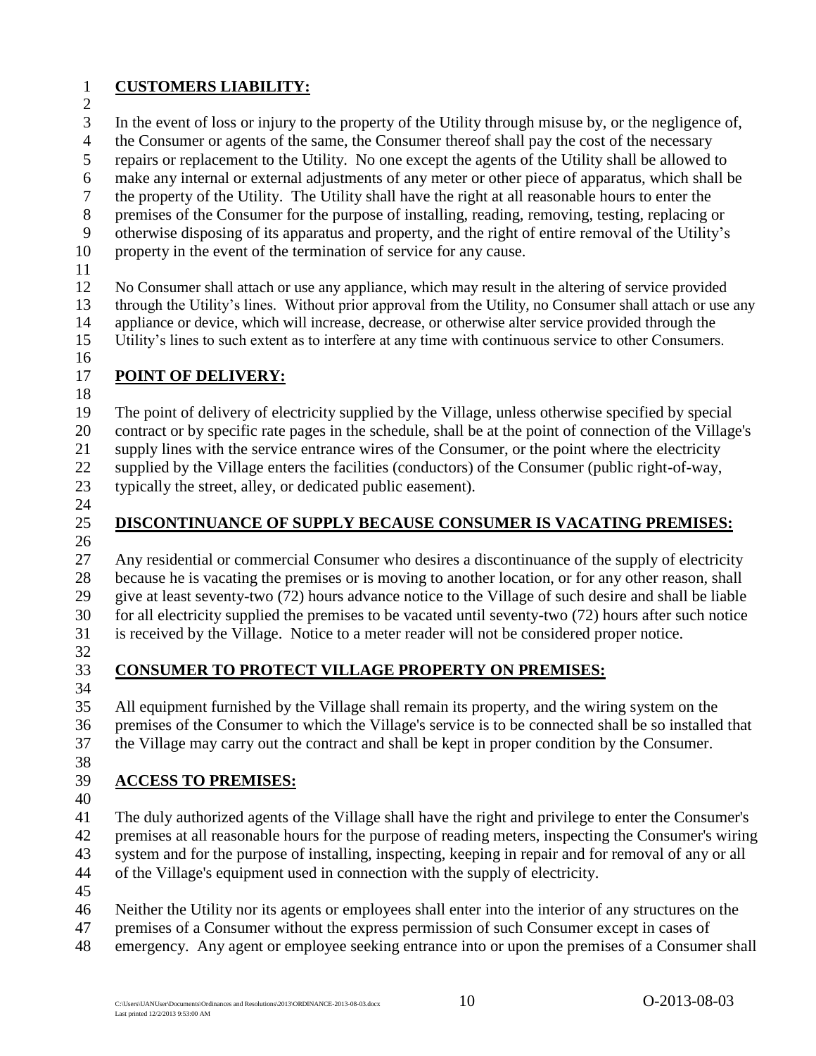**CUSTOMERS LIABILITY:**

In the event of loss or injury to the property of the Utility through misuse by, or the negligence of, the Consumer or agents of the same, the Consumer thereof shall pay the cost of the necessary repairs or replacement to the Utility. No one except the agents of the Utility shall be allowed to make any internal or external adjustments of any meter or other piece of apparatus, which shall be the property of the Utility. The Utility shall have the right at all reasonable hours to enter the premises of the Consumer for the purpose of installing, reading, removing, testing, replacing or otherwise disposing of its apparatus and property, and the right of entire removal of the Utility's property in the event of the termination of service for any cause.

No Consumer shall attach or use any appliance, which may result in the altering of service provided through the Utility's lines. Without prior approval from the Utility, no Consumer shall attach or use any appliance or device, which will increase, decrease, or otherwise alter service provided through the Utility's lines to such extent as to interfere at any time with continuous service to other Consumers.

**POINT OF DELIVERY:**

The point of delivery of electricity supplied by the Village, unless otherwise specified by special contract or by specific rate pages in the schedule, shall be at the point of connection of the Village's supply lines with the service entrance wires of the Consumer, or the point where the electricity supplied by the Village enters the facilities (conductors) of the Consumer (public right-of-way, typically the street, alley, or dedicated public easement).

**DISCONTINUANCE OF SUPPLY BECAUSE CONSUMER IS VACATING PREMISES:**

Any residential or commercial Consumer who desires a discontinuance of the supply of electricity because he is vacating the premises or is moving to another location, or for any other reason, shall give at least seventy-two (72) hours advance notice to the Village of such desire and shall be liable for all electricity supplied the premises to be vacated until seventy-two (72) hours after such notice is received by the Village. Notice to a meter reader will not be considered proper notice.

**CONSUMER TO PROTECT VILLAGE PROPERTY ON PREMISES:**

All equipment furnished by the Village shall remain its property, and the wiring system on the premises of the Consumer to which the Village's service is to be connected shall be so installed that the Village may carry out the contract and shall be kept in proper condition by the Consumer.

**ACCESS TO PREMISES:**

The duly authorized agents of the Village shall have the right and privilege to enter the Consumer's premises at all reasonable hours for the purpose of reading meters, inspecting the Consumer's wiring system and for the purpose of installing, inspecting, keeping in repair and for removal of any or all of the Village's equipment used in connection with the supply of electricity.

Neither the Utility nor its agents or employees shall enter into the interior of any structures on the premises of a Consumer without the express permission of such Consumer except in cases of emergency. Any agent or employee seeking entrance into or upon the premises of a Consumer shall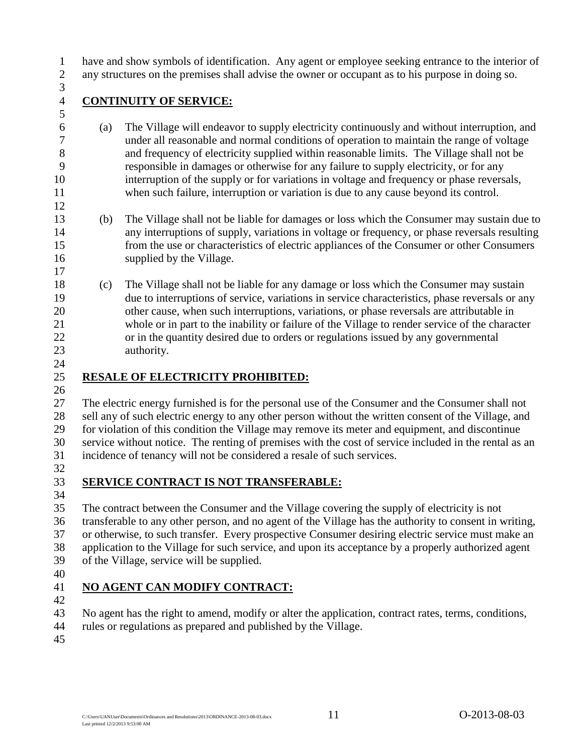have and show symbols of identification. Any agent or employee seeking entrance to the interior of any structures on the premises shall advise the owner or occupant as to his purpose in doing so.

**CONTINUITY OF SERVICE:**

(a) The Village will endeavor to supply electricity continuously and without interruption, and under all reasonable and normal conditions of operation to maintain the range of voltage and frequency of electricity supplied within reasonable limits. The Village shall not be responsible in damages or otherwise for any failure to supply electricity, or for any interruption of the supply or for variations in voltage and frequency or phase reversals, when such failure, interruption or variation is due to any cause beyond its control.

(b) The Village shall not be liable for damages or loss which the Consumer may sustain due to any interruptions of supply, variations in voltage or frequency, or phase reversals resulting from the use or characteristics of electric appliances of the Consumer or other Consumers supplied by the Village.

(c) The Village shall not be liable for any damage or loss which the Consumer may sustain due to interruptions of service, variations in service characteristics, phase reversals or any other cause, when such interruptions, variations, or phase reversals are attributable in whole or in part to the inability or failure of the Village to render service of the character or in the quantity desired due to orders or regulations issued by any governmental authority.

**RESALE OF ELECTRICITY PROHIBITED:**

The electric energy furnished is for the personal use of the Consumer and the Consumer shall not sell any of such electric energy to any other person without the written consent of the Village, and for violation of this condition the Village may remove its meter and equipment, and discontinue service without notice. The renting of premises with the cost of service included in the rental as an incidence of tenancy will not be considered a resale of such services.

**SERVICE CONTRACT IS NOT TRANSFERABLE:**

The contract between the Consumer and the Village covering the supply of electricity is not transferable to any other person, and no agent of the Village has the authority to consent in writing, or otherwise, to such transfer. Every prospective Consumer desiring electric service must make an application to the Village for such service, and upon its acceptance by a properly authorized agent of the Village, service will be supplied.

**NO AGENT CAN MODIFY CONTRACT:**

No agent has the right to amend, modify or alter the application, contract rates, terms, conditions, rules or regulations as prepared and published by the Village.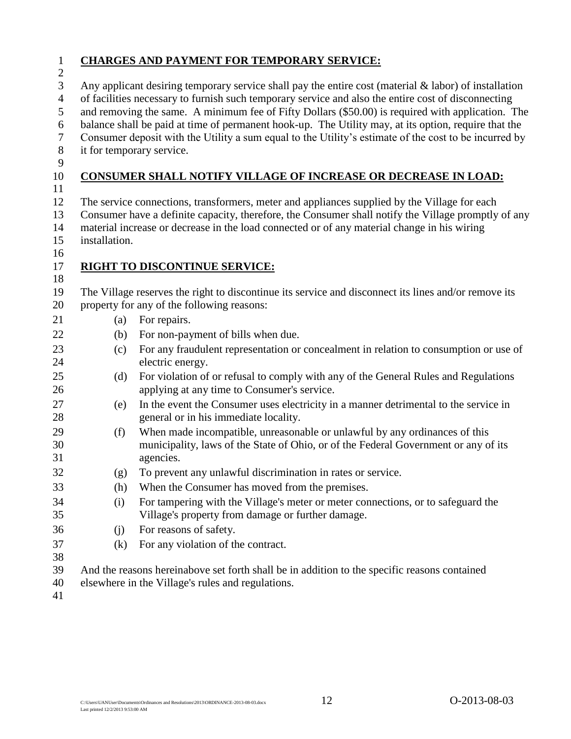**CHARGES AND PAYMENT FOR TEMPORARY SERVICE:**

Any applicant desiring temporary service shall pay the entire cost (material & labor) of installation of facilities necessary to furnish such temporary service and also the entire cost of disconnecting and removing the same. A minimum fee of Fifty Dollars ($50.00) is required with application. The balance shall be paid at time of permanent hook-up. The Utility may, at its option, require that the Consumer deposit with the Utility a sum equal to the Utility's estimate of the cost to be incurred by it for temporary service.

**CONSUMER SHALL NOTIFY VILLAGE OF INCREASE OR DECREASE IN LOAD:**

The service connections, transformers, meter and appliances supplied by the Village for each Consumer have a definite capacity, therefore, the Consumer shall notify the Village promptly of any material increase or decrease in the load connected or of any material change in his wiring installation.

**RIGHT TO DISCONTINUE SERVICE:**

The Village reserves the right to discontinue its service and disconnect its lines and/or remove its property for any of the following reasons:

- (a) For repairs.
- (b) For non-payment of bills when due.
- (c) For any fraudulent representation or concealment in relation to consumption or use of electric energy.
- (d) For violation of or refusal to comply with any of the General Rules and Regulations applying at any time to Consumer's service.
- (e) In the event the Consumer uses electricity in a manner detrimental to the service in general or in his immediate locality.
- (f) When made incompatible, unreasonable or unlawful by any ordinances of this municipality, laws of the State of Ohio, or of the Federal Government or any of its agencies.
- (g) To prevent any unlawful discrimination in rates or service.
- (h) When the Consumer has moved from the premises.
- (i) For tampering with the Village's meter or meter connections, or to safeguard the Village's property from damage or further damage.
- (j) For reasons of safety.
- (k) For any violation of the contract.

And the reasons hereinabove set forth shall be in addition to the specific reasons contained elsewhere in the Village's rules and regulations.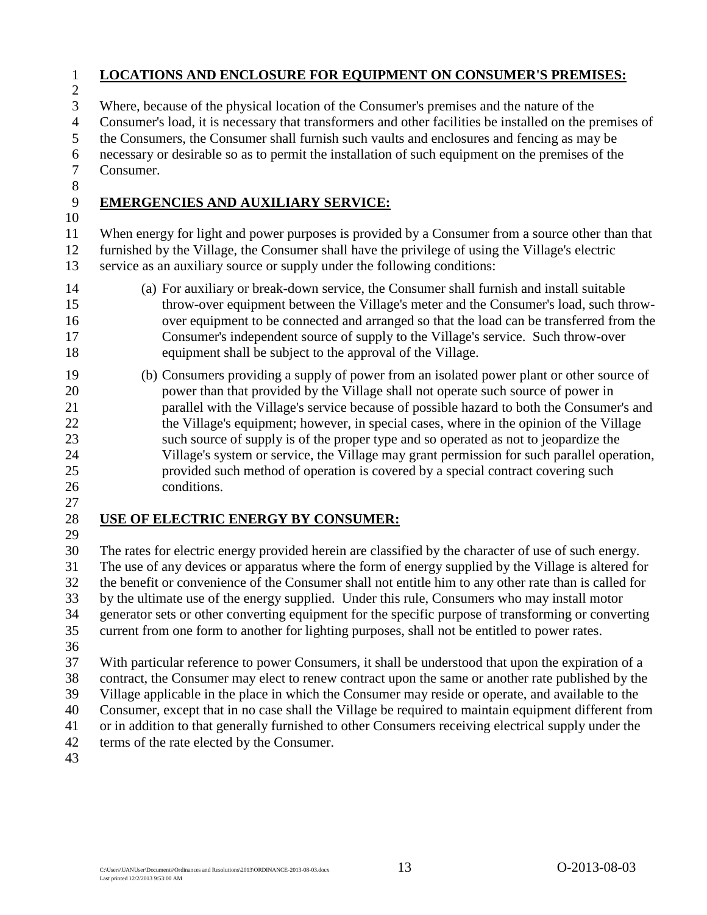**LOCATIONS AND ENCLOSURE FOR EQUIPMENT ON CONSUMER'S PREMISES:**

Where, because of the physical location of the Consumer's premises and the nature of the Consumer's load, it is necessary that transformers and other facilities be installed on the premises of the Consumers, the Consumer shall furnish such vaults and enclosures and fencing as may be necessary or desirable so as to permit the installation of such equipment on the premises of the Consumer.

**EMERGENCIES AND AUXILIARY SERVICE:**

When energy for light and power purposes is provided by a Consumer from a source other than that furnished by the Village, the Consumer shall have the privilege of using the Village's electric service as an auxiliary source or supply under the following conditions:

(a) For auxiliary or break-down service, the Consumer shall furnish and install suitable throw-over equipment between the Village's meter and the Consumer's load, such throw-over equipment to be connected and arranged so that the load can be transferred from the Consumer's independent source of supply to the Village's service. Such throw-over equipment shall be subject to the approval of the Village.

(b) Consumers providing a supply of power from an isolated power plant or other source of power than that provided by the Village shall not operate such source of power in parallel with the Village's service because of possible hazard to both the Consumer's and the Village's equipment; however, in special cases, where in the opinion of the Village such source of supply is of the proper type and so operated as not to jeopardize the Village's system or service, the Village may grant permission for such parallel operation, provided such method of operation is covered by a special contract covering such conditions.

**USE OF ELECTRIC ENERGY BY CONSUMER:**

The rates for electric energy provided herein are classified by the character of use of such energy. The use of any devices or apparatus where the form of energy supplied by the Village is altered for the benefit or convenience of the Consumer shall not entitle him to any other rate than is called for by the ultimate use of the energy supplied. Under this rule, Consumers who may install motor generator sets or other converting equipment for the specific purpose of transforming or converting current from one form to another for lighting purposes, shall not be entitled to power rates.

With particular reference to power Consumers, it shall be understood that upon the expiration of a contract, the Consumer may elect to renew contract upon the same or another rate published by the Village applicable in the place in which the Consumer may reside or operate, and available to the Consumer, except that in no case shall the Village be required to maintain equipment different from or in addition to that generally furnished to other Consumers receiving electrical supply under the terms of the rate elected by the Consumer.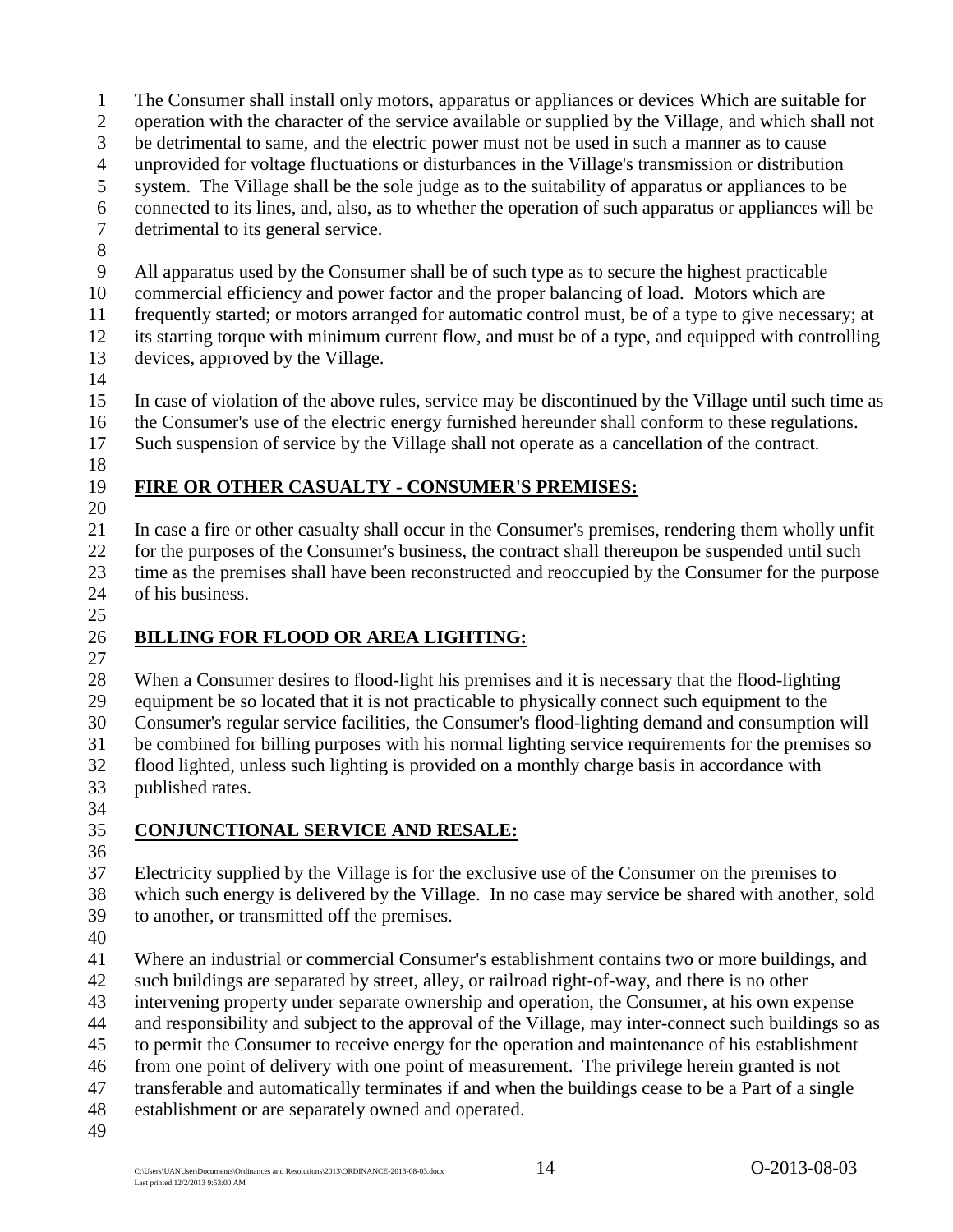The Consumer shall install only motors, apparatus or appliances or devices Which are suitable for operation with the character of the service available or supplied by the Village, and which shall not be detrimental to same, and the electric power must not be used in such a manner as to cause unprovided for voltage fluctuations or disturbances in the Village's transmission or distribution system. The Village shall be the sole judge as to the suitability of apparatus or appliances to be connected to its lines, and, also, as to whether the operation of such apparatus or appliances will be detrimental to its general service.

All apparatus used by the Consumer shall be of such type as to secure the highest practicable commercial efficiency and power factor and the proper balancing of load. Motors which are frequently started; or motors arranged for automatic control must, be of a type to give necessary; at its starting torque with minimum current flow, and must be of a type, and equipped with controlling devices, approved by the Village.

In case of violation of the above rules, service may be discontinued by the Village until such time as the Consumer's use of the electric energy furnished hereunder shall conform to these regulations. Such suspension of service by the Village shall not operate as a cancellation of the contract.

**FIRE OR OTHER CASUALTY - CONSUMER'S PREMISES:**

In case a fire or other casualty shall occur in the Consumer's premises, rendering them wholly unfit for the purposes of the Consumer's business, the contract shall thereupon be suspended until such time as the premises shall have been reconstructed and reoccupied by the Consumer for the purpose of his business.

**BILLING FOR FLOOD OR AREA LIGHTING:**

When a Consumer desires to flood-light his premises and it is necessary that the flood-lighting equipment be so located that it is not practicable to physically connect such equipment to the Consumer's regular service facilities, the Consumer's flood-lighting demand and consumption will be combined for billing purposes with his normal lighting service requirements for the premises so flood lighted, unless such lighting is provided on a monthly charge basis in accordance with published rates.

**CONJUNCTIONAL SERVICE AND RESALE:**

Electricity supplied by the Village is for the exclusive use of the Consumer on the premises to which such energy is delivered by the Village. In no case may service be shared with another, sold to another, or transmitted off the premises.

Where an industrial or commercial Consumer's establishment contains two or more buildings, and such buildings are separated by street, alley, or railroad right-of-way, and there is no other intervening property under separate ownership and operation, the Consumer, at his own expense and responsibility and subject to the approval of the Village, may inter-connect such buildings so as to permit the Consumer to receive energy for the operation and maintenance of his establishment from one point of delivery with one point of measurement. The privilege herein granted is not transferable and automatically terminates if and when the buildings cease to be a Part of a single establishment or are separately owned and operated.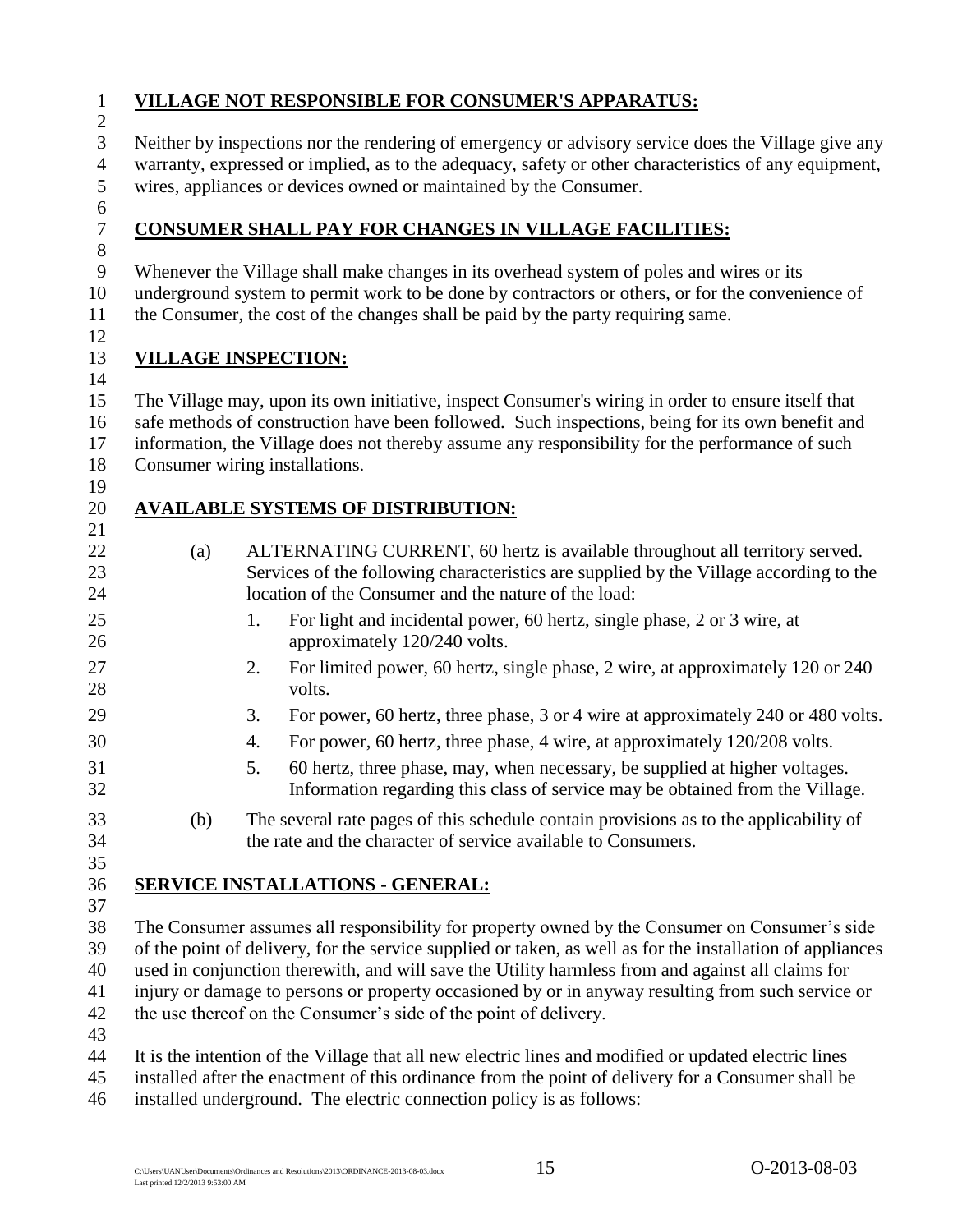**VILLAGE NOT RESPONSIBLE FOR CONSUMER'S APPARATUS:**

Neither by inspections nor the rendering of emergency or advisory service does the Village give any warranty, expressed or implied, as to the adequacy, safety or other characteristics of any equipment, wires, appliances or devices owned or maintained by the Consumer.

**CONSUMER SHALL PAY FOR CHANGES IN VILLAGE FACILITIES:**

Whenever the Village shall make changes in its overhead system of poles and wires or its underground system to permit work to be done by contractors or others, or for the convenience of the Consumer, the cost of the changes shall be paid by the party requiring same.

**VILLAGE INSPECTION:**

The Village may, upon its own initiative, inspect Consumer's wiring in order to ensure itself that safe methods of construction have been followed. Such inspections, being for its own benefit and information, the Village does not thereby assume any responsibility for the performance of such Consumer wiring installations.

**AVAILABLE SYSTEMS OF DISTRIBUTION:**

(a) ALTERNATING CURRENT, 60 hertz is available throughout all territory served. Services of the following characteristics are supplied by the Village according to the location of the Consumer and the nature of the load:

1. For light and incidental power, 60 hertz, single phase, 2 or 3 wire, at approximately 120/240 volts.
2. For limited power, 60 hertz, single phase, 2 wire, at approximately 120 or 240 volts.
3. For power, 60 hertz, three phase, 3 or 4 wire at approximately 240 or 480 volts.
4. For power, 60 hertz, three phase, 4 wire, at approximately 120/208 volts.
5. 60 hertz, three phase, may, when necessary, be supplied at higher voltages. Information regarding this class of service may be obtained from the Village.

(b) The several rate pages of this schedule contain provisions as to the applicability of the rate and the character of service available to Consumers.

**SERVICE INSTALLATIONS - GENERAL:**

The Consumer assumes all responsibility for property owned by the Consumer on Consumer's side of the point of delivery, for the service supplied or taken, as well as for the installation of appliances used in conjunction therewith, and will save the Utility harmless from and against all claims for injury or damage to persons or property occasioned by or in anyway resulting from such service or the use thereof on the Consumer's side of the point of delivery.

It is the intention of the Village that all new electric lines and modified or updated electric lines installed after the enactment of this ordinance from the point of delivery for a Consumer shall be installed underground. The electric connection policy is as follows: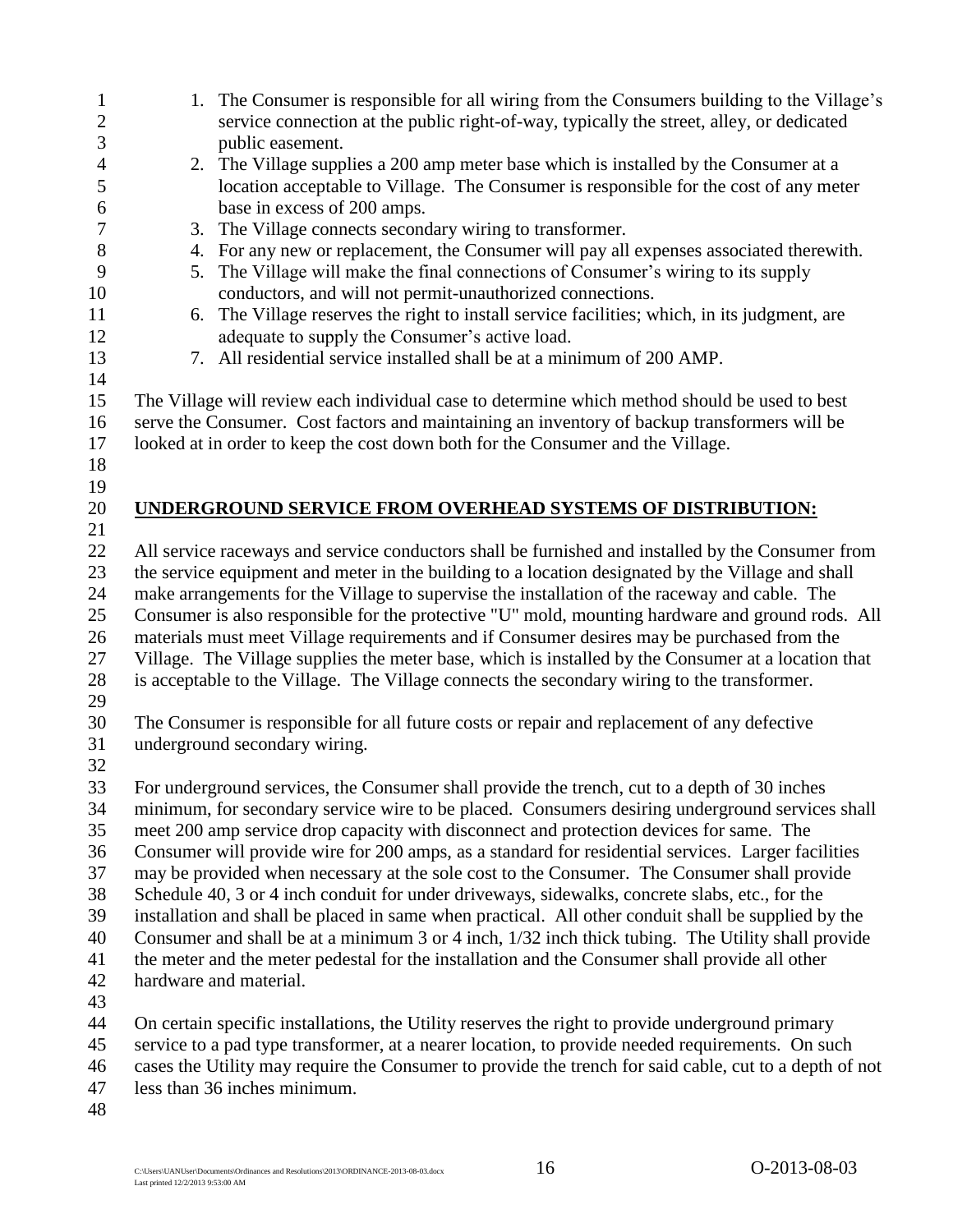1. The Consumer is responsible for all wiring from the Consumers building to the Village's service connection at the public right-of-way, typically the street, alley, or dedicated public easement.
2. The Village supplies a 200 amp meter base which is installed by the Consumer at a location acceptable to Village. The Consumer is responsible for the cost of any meter base in excess of 200 amps.
3. The Village connects secondary wiring to transformer.
4. For any new or replacement, the Consumer will pay all expenses associated therewith.
5. The Village will make the final connections of Consumer's wiring to its supply conductors, and will not permit-unauthorized connections.
6. The Village reserves the right to install service facilities; which, in its judgment, are adequate to supply the Consumer's active load.
7. All residential service installed shall be at a minimum of 200 AMP.

The Village will review each individual case to determine which method should be used to best serve the Consumer. Cost factors and maintaining an inventory of backup transformers will be looked at in order to keep the cost down both for the Consumer and the Village.

**UNDERGROUND SERVICE FROM OVERHEAD SYSTEMS OF DISTRIBUTION:**

All service raceways and service conductors shall be furnished and installed by the Consumer from the service equipment and meter in the building to a location designated by the Village and shall make arrangements for the Village to supervise the installation of the raceway and cable. The Consumer is also responsible for the protective "U" mold, mounting hardware and ground rods. All materials must meet Village requirements and if Consumer desires may be purchased from the Village. The Village supplies the meter base, which is installed by the Consumer at a location that is acceptable to the Village. The Village connects the secondary wiring to the transformer.

The Consumer is responsible for all future costs or repair and replacement of any defective underground secondary wiring.

For underground services, the Consumer shall provide the trench, cut to a depth of 30 inches minimum, for secondary service wire to be placed. Consumers desiring underground services shall meet 200 amp service drop capacity with disconnect and protection devices for same. The Consumer will provide wire for 200 amps, as a standard for residential services. Larger facilities may be provided when necessary at the sole cost to the Consumer. The Consumer shall provide Schedule 40, 3 or 4 inch conduit for under driveways, sidewalks, concrete slabs, etc., for the installation and shall be placed in same when practical. All other conduit shall be supplied by the Consumer and shall be at a minimum 3 or 4 inch, 1/32 inch thick tubing. The Utility shall provide the meter and the meter pedestal for the installation and the Consumer shall provide all other hardware and material.

On certain specific installations, the Utility reserves the right to provide underground primary service to a pad type transformer, at a nearer location, to provide needed requirements. On such cases the Utility may require the Consumer to provide the trench for said cable, cut to a depth of not less than 36 inches minimum.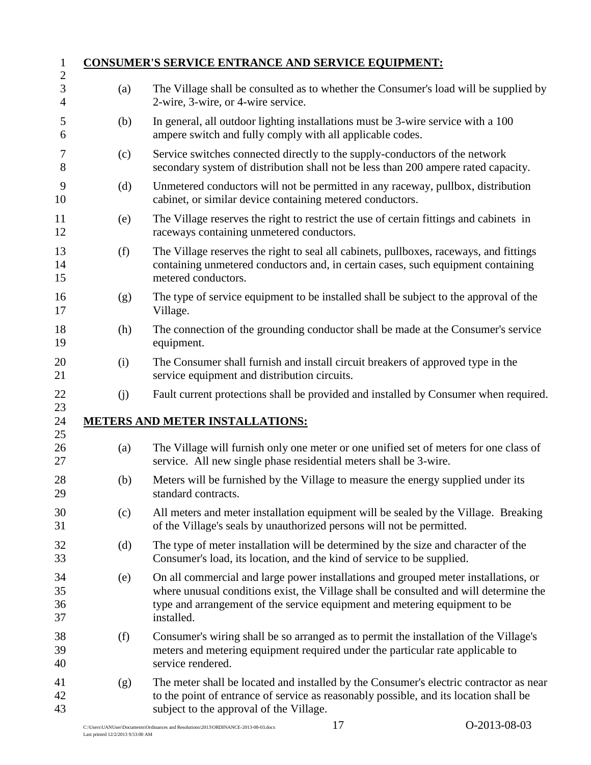**CONSUMER'S SERVICE ENTRANCE AND SERVICE EQUIPMENT:**

(a) The Village shall be consulted as to whether the Consumer's load will be supplied by 2-wire, 3-wire, or 4-wire service.

(b) In general, all outdoor lighting installations must be 3-wire service with a 100 ampere switch and fully comply with all applicable codes.

(c) Service switches connected directly to the supply-conductors of the network secondary system of distribution shall not be less than 200 ampere rated capacity.

(d) Unmetered conductors will not be permitted in any raceway, pullbox, distribution cabinet, or similar device containing metered conductors.

(e) The Village reserves the right to restrict the use of certain fittings and cabinets in raceways containing unmetered conductors.

(f) The Village reserves the right to seal all cabinets, pullboxes, raceways, and fittings containing unmetered conductors and, in certain cases, such equipment containing metered conductors.

(g) The type of service equipment to be installed shall be subject to the approval of the Village.

(h) The connection of the grounding conductor shall be made at the Consumer's service equipment.

(i) The Consumer shall furnish and install circuit breakers of approved type in the service equipment and distribution circuits.

(j) Fault current protections shall be provided and installed by Consumer when required.

**METERS AND METER INSTALLATIONS:**

(a) The Village will furnish only one meter or one unified set of meters for one class of service. All new single phase residential meters shall be 3-wire.

(b) Meters will be furnished by the Village to measure the energy supplied under its standard contracts.

(c) All meters and meter installation equipment will be sealed by the Village. Breaking of the Village's seals by unauthorized persons will not be permitted.

(d) The type of meter installation will be determined by the size and character of the Consumer's load, its location, and the kind of service to be supplied.

(e) On all commercial and large power installations and grouped meter installations, or where unusual conditions exist, the Village shall be consulted and will determine the type and arrangement of the service equipment and metering equipment to be installed.

(f) Consumer's wiring shall be so arranged as to permit the installation of the Village's meters and metering equipment required under the particular rate applicable to service rendered.

(g) The meter shall be located and installed by the Consumer's electric contractor as near to the point of entrance of service as reasonably possible, and its location shall be subject to the approval of the Village.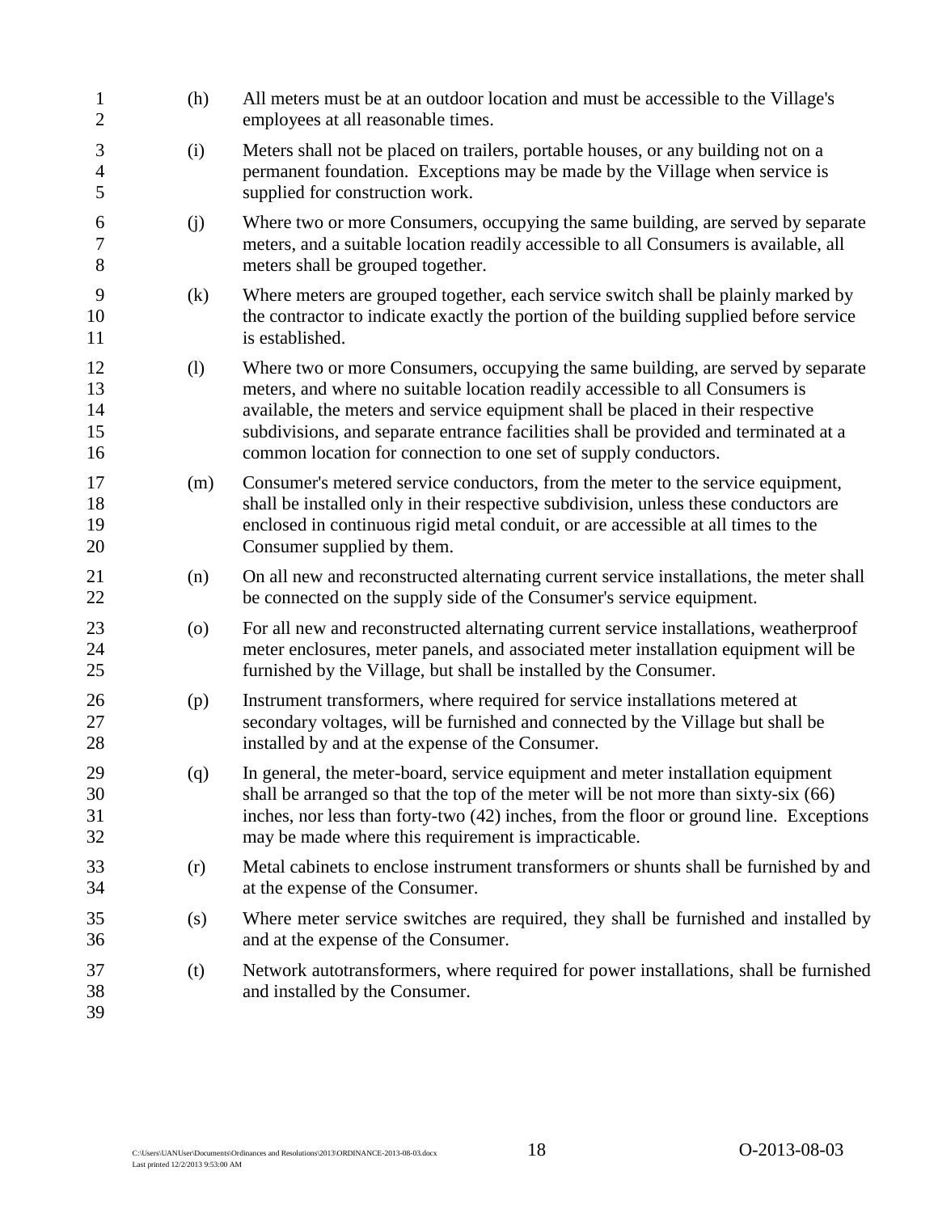(h) All meters must be at an outdoor location and must be accessible to the Village's employees at all reasonable times.

(i) Meters shall not be placed on trailers, portable houses, or any building not on a permanent foundation. Exceptions may be made by the Village when service is supplied for construction work.

(j) Where two or more Consumers, occupying the same building, are served by separate meters, and a suitable location readily accessible to all Consumers is available, all meters shall be grouped together.

(k) Where meters are grouped together, each service switch shall be plainly marked by the contractor to indicate exactly the portion of the building supplied before service is established.

(l) Where two or more Consumers, occupying the same building, are served by separate meters, and where no suitable location readily accessible to all Consumers is available, the meters and service equipment shall be placed in their respective subdivisions, and separate entrance facilities shall be provided and terminated at a common location for connection to one set of supply conductors.

(m) Consumer's metered service conductors, from the meter to the service equipment, shall be installed only in their respective subdivision, unless these conductors are enclosed in continuous rigid metal conduit, or are accessible at all times to the Consumer supplied by them.

(n) On all new and reconstructed alternating current service installations, the meter shall be connected on the supply side of the Consumer's service equipment.

(o) For all new and reconstructed alternating current service installations, weatherproof meter enclosures, meter panels, and associated meter installation equipment will be furnished by the Village, but shall be installed by the Consumer.

(p) Instrument transformers, where required for service installations metered at secondary voltages, will be furnished and connected by the Village but shall be installed by and at the expense of the Consumer.

(q) In general, the meter-board, service equipment and meter installation equipment shall be arranged so that the top of the meter will be not more than sixty-six (66) inches, nor less than forty-two (42) inches, from the floor or ground line. Exceptions may be made where this requirement is impracticable.

(r) Metal cabinets to enclose instrument transformers or shunts shall be furnished by and at the expense of the Consumer.

(s) Where meter service switches are required, they shall be furnished and installed by and at the expense of the Consumer.

(t) Network autotransformers, where required for power installations, shall be furnished and installed by the Consumer.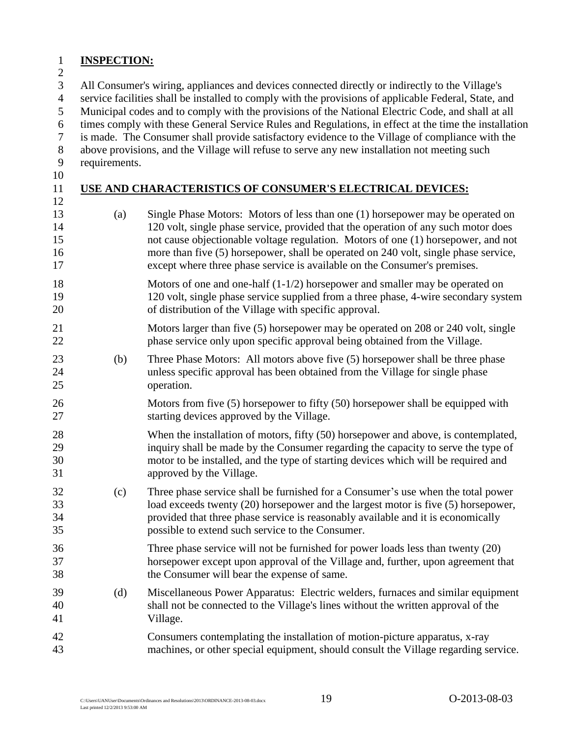**INSPECTION:**

All Consumer's wiring, appliances and devices connected directly or indirectly to the Village's service facilities shall be installed to comply with the provisions of applicable Federal, State, and Municipal codes and to comply with the provisions of the National Electric Code, and shall at all times comply with these General Service Rules and Regulations, in effect at the time the installation is made. The Consumer shall provide satisfactory evidence to the Village of compliance with the above provisions, and the Village will refuse to serve any new installation not meeting such requirements.

**USE AND CHARACTERISTICS OF CONSUMER'S ELECTRICAL DEVICES:**

(a) Single Phase Motors: Motors of less than one (1) horsepower may be operated on 120 volt, single phase service, provided that the operation of any such motor does not cause objectionable voltage regulation. Motors of one (1) horsepower, and not more than five (5) horsepower, shall be operated on 240 volt, single phase service, except where three phase service is available on the Consumer's premises.

Motors of one and one-half (1-1/2) horsepower and smaller may be operated on 120 volt, single phase service supplied from a three phase, 4-wire secondary system of distribution of the Village with specific approval.

Motors larger than five (5) horsepower may be operated on 208 or 240 volt, single phase service only upon specific approval being obtained from the Village.

(b) Three Phase Motors: All motors above five (5) horsepower shall be three phase unless specific approval has been obtained from the Village for single phase operation.

Motors from five (5) horsepower to fifty (50) horsepower shall be equipped with starting devices approved by the Village.

When the installation of motors, fifty (50) horsepower and above, is contemplated, inquiry shall be made by the Consumer regarding the capacity to serve the type of motor to be installed, and the type of starting devices which will be required and approved by the Village.

(c) Three phase service shall be furnished for a Consumer's use when the total power load exceeds twenty (20) horsepower and the largest motor is five (5) horsepower, provided that three phase service is reasonably available and it is economically possible to extend such service to the Consumer.

Three phase service will not be furnished for power loads less than twenty (20) horsepower except upon approval of the Village and, further, upon agreement that the Consumer will bear the expense of same.

(d) Miscellaneous Power Apparatus: Electric welders, furnaces and similar equipment shall not be connected to the Village's lines without the written approval of the Village.

Consumers contemplating the installation of motion-picture apparatus, x-ray machines, or other special equipment, should consult the Village regarding service.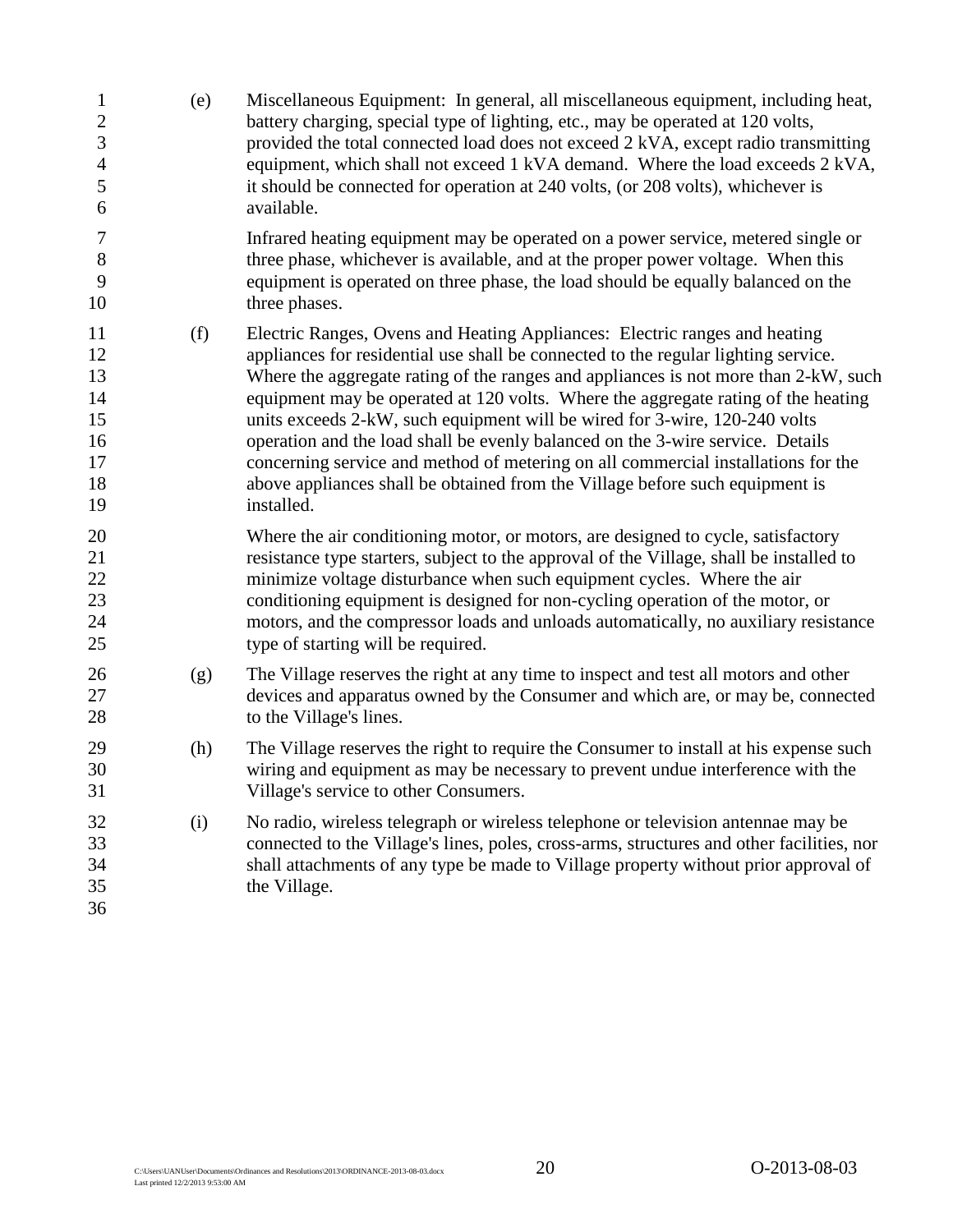(e) Miscellaneous Equipment: In general, all miscellaneous equipment, including heat, battery charging, special type of lighting, etc., may be operated at 120 volts, provided the total connected load does not exceed 2 kVA, except radio transmitting equipment, which shall not exceed 1 kVA demand. Where the load exceeds 2 kVA, it should be connected for operation at 240 volts, (or 208 volts), whichever is available.

Infrared heating equipment may be operated on a power service, metered single or three phase, whichever is available, and at the proper power voltage. When this equipment is operated on three phase, the load should be equally balanced on the three phases.

(f) Electric Ranges, Ovens and Heating Appliances: Electric ranges and heating appliances for residential use shall be connected to the regular lighting service. Where the aggregate rating of the ranges and appliances is not more than 2-kW, such equipment may be operated at 120 volts. Where the aggregate rating of the heating units exceeds 2-kW, such equipment will be wired for 3-wire, 120-240 volts operation and the load shall be evenly balanced on the 3-wire service. Details concerning service and method of metering on all commercial installations for the above appliances shall be obtained from the Village before such equipment is installed.

Where the air conditioning motor, or motors, are designed to cycle, satisfactory resistance type starters, subject to the approval of the Village, shall be installed to minimize voltage disturbance when such equipment cycles. Where the air conditioning equipment is designed for non-cycling operation of the motor, or motors, and the compressor loads and unloads automatically, no auxiliary resistance type of starting will be required.

(g) The Village reserves the right at any time to inspect and test all motors and other devices and apparatus owned by the Consumer and which are, or may be, connected to the Village's lines.

(h) The Village reserves the right to require the Consumer to install at his expense such wiring and equipment as may be necessary to prevent undue interference with the Village's service to other Consumers.

(i) No radio, wireless telegraph or wireless telephone or television antennae may be connected to the Village's lines, poles, cross-arms, structures and other facilities, nor shall attachments of any type be made to Village property without prior approval of the Village.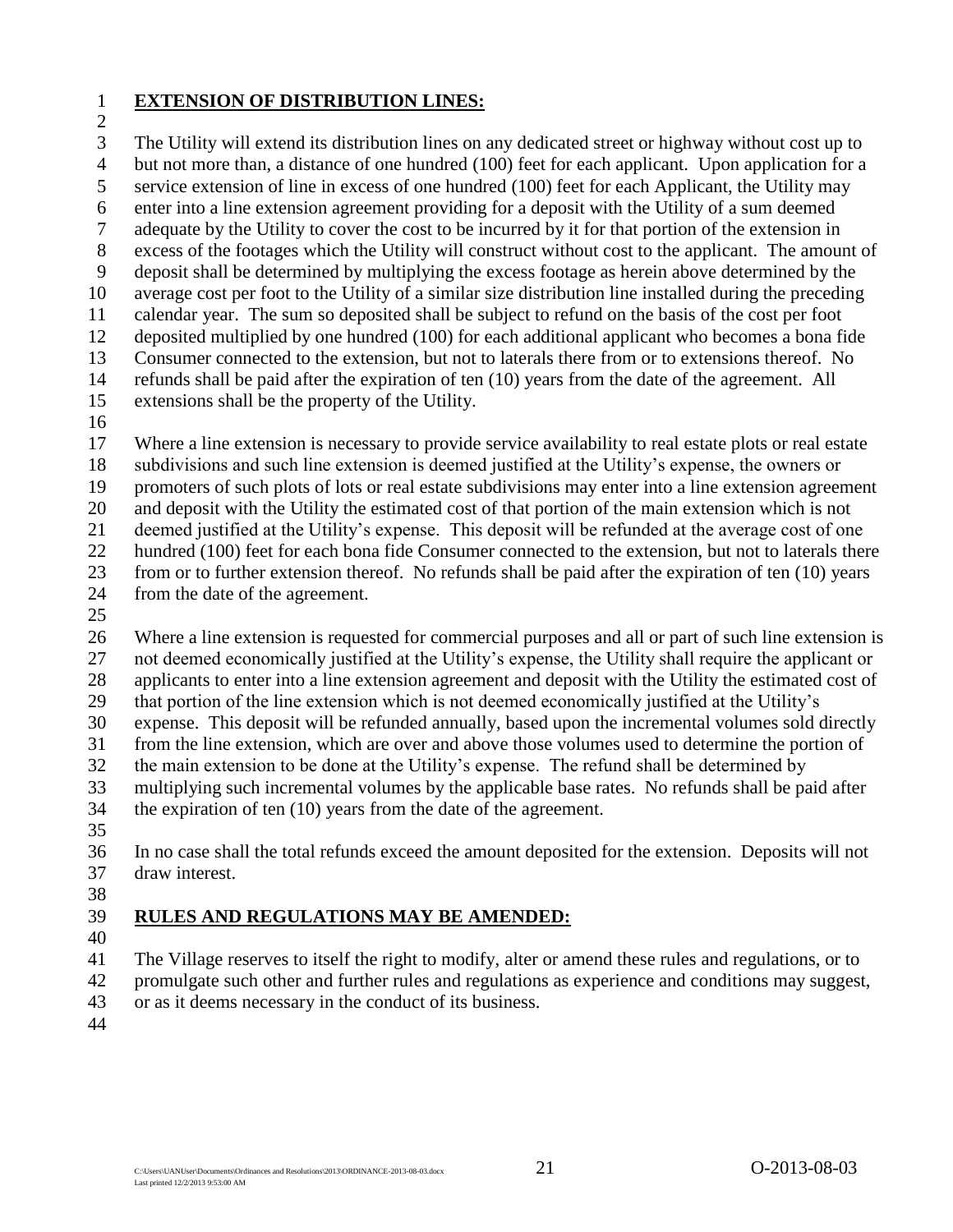**EXTENSION OF DISTRIBUTION LINES:**

The Utility will extend its distribution lines on any dedicated street or highway without cost up to but not more than, a distance of one hundred (100) feet for each applicant. Upon application for a service extension of line in excess of one hundred (100) feet for each Applicant, the Utility may enter into a line extension agreement providing for a deposit with the Utility of a sum deemed adequate by the Utility to cover the cost to be incurred by it for that portion of the extension in excess of the footages which the Utility will construct without cost to the applicant. The amount of deposit shall be determined by multiplying the excess footage as herein above determined by the average cost per foot to the Utility of a similar size distribution line installed during the preceding calendar year. The sum so deposited shall be subject to refund on the basis of the cost per foot deposited multiplied by one hundred (100) for each additional applicant who becomes a bona fide Consumer connected to the extension, but not to laterals there from or to extensions thereof. No refunds shall be paid after the expiration of ten (10) years from the date of the agreement. All extensions shall be the property of the Utility.

Where a line extension is necessary to provide service availability to real estate plots or real estate subdivisions and such line extension is deemed justified at the Utility's expense, the owners or promoters of such plots of lots or real estate subdivisions may enter into a line extension agreement and deposit with the Utility the estimated cost of that portion of the main extension which is not deemed justified at the Utility's expense. This deposit will be refunded at the average cost of one hundred (100) feet for each bona fide Consumer connected to the extension, but not to laterals there from or to further extension thereof. No refunds shall be paid after the expiration of ten (10) years from the date of the agreement.

Where a line extension is requested for commercial purposes and all or part of such line extension is not deemed economically justified at the Utility's expense, the Utility shall require the applicant or applicants to enter into a line extension agreement and deposit with the Utility the estimated cost of that portion of the line extension which is not deemed economically justified at the Utility's expense. This deposit will be refunded annually, based upon the incremental volumes sold directly from the line extension, which are over and above those volumes used to determine the portion of the main extension to be done at the Utility's expense. The refund shall be determined by multiplying such incremental volumes by the applicable base rates. No refunds shall be paid after the expiration of ten (10) years from the date of the agreement.

In no case shall the total refunds exceed the amount deposited for the extension. Deposits will not draw interest.

**RULES AND REGULATIONS MAY BE AMENDED:**

The Village reserves to itself the right to modify, alter or amend these rules and regulations, or to promulgate such other and further rules and regulations as experience and conditions may suggest, or as it deems necessary in the conduct of its business.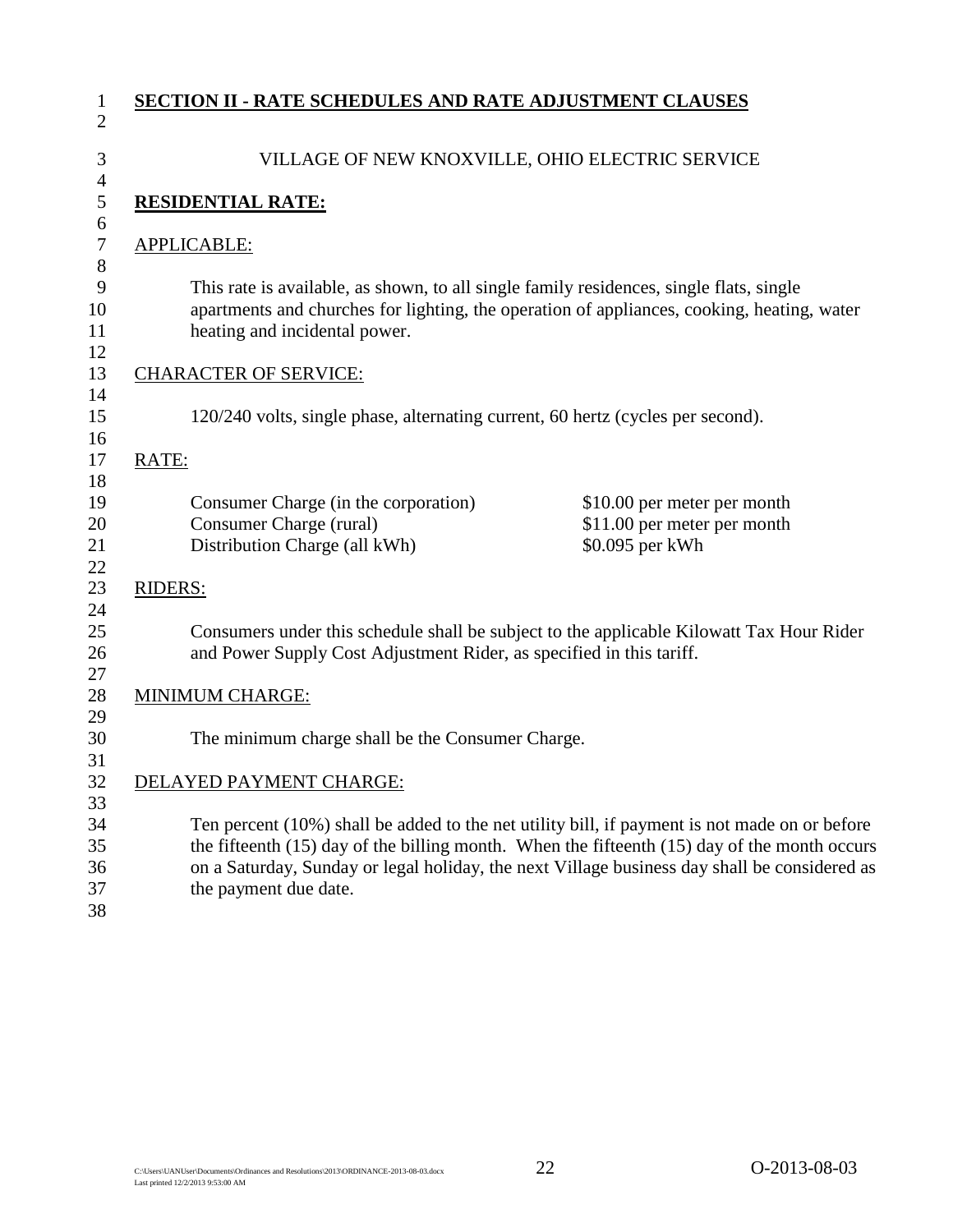## SECTION II - RATE SCHEDULES AND RATE ADJUSTMENT CLAUSES

VILLAGE OF NEW KNOXVILLE, OHIO ELECTRIC SERVICE

### RESIDENTIAL RATE:

APPLICABLE:

This rate is available, as shown, to all single family residences, single flats, single apartments and churches for lighting, the operation of appliances, cooking, heating, water heating and incidental power.

CHARACTER OF SERVICE:

120/240 volts, single phase, alternating current, 60 hertz (cycles per second).

RATE:

| | |
|---|---|
| Consumer Charge (in the corporation) | $10.00 per meter per month |
| Consumer Charge (rural) | $11.00 per meter per month |
| Distribution Charge (all kWh) | $0.095 per kWh |

RIDERS:

Consumers under this schedule shall be subject to the applicable Kilowatt Tax Hour Rider and Power Supply Cost Adjustment Rider, as specified in this tariff.

MINIMUM CHARGE:

The minimum charge shall be the Consumer Charge.

DELAYED PAYMENT CHARGE:

Ten percent (10%) shall be added to the net utility bill, if payment is not made on or before the fifteenth (15) day of the billing month. When the fifteenth (15) day of the month occurs on a Saturday, Sunday or legal holiday, the next Village business day shall be considered as the payment due date.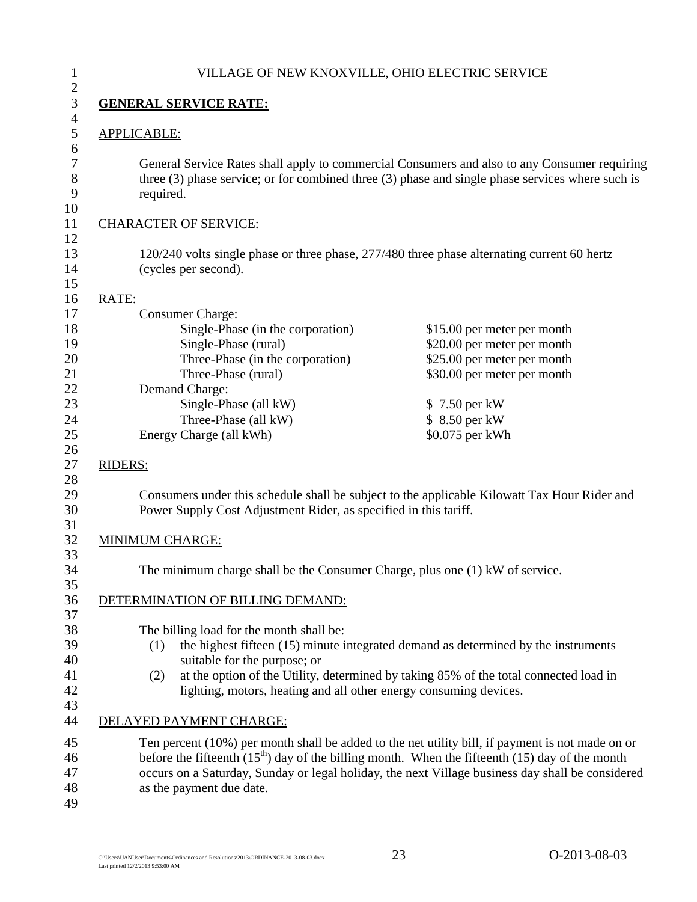VILLAGE OF NEW KNOXVILLE, OHIO ELECTRIC SERVICE

**GENERAL SERVICE RATE:**

APPLICABLE:

General Service Rates shall apply to commercial Consumers and also to any Consumer requiring three (3) phase service; or for combined three (3) phase and single phase services where such is required.

CHARACTER OF SERVICE:

120/240 volts single phase or three phase, 277/480 three phase alternating current 60 hertz (cycles per second).

RATE:

| | |
|---|---|
| Consumer Charge: | |
| Single-Phase (in the corporation) | \$15.00 per meter per month |
| Single-Phase (rural) | \$20.00 per meter per month |
| Three-Phase (in the corporation) | \$25.00 per meter per month |
| Three-Phase (rural) | \$30.00 per meter per month |
| Demand Charge: | |
| Single-Phase (all kW) | \$ 7.50 per kW |
| Three-Phase (all kW) | \$ 8.50 per kW |
| Energy Charge (all kWh) | \$0.075 per kWh |

RIDERS:

Consumers under this schedule shall be subject to the applicable Kilowatt Tax Hour Rider and Power Supply Cost Adjustment Rider, as specified in this tariff.

MINIMUM CHARGE:

The minimum charge shall be the Consumer Charge, plus one (1) kW of service.

DETERMINATION OF BILLING DEMAND:

The billing load for the month shall be:

(1) the highest fifteen (15) minute integrated demand as determined by the instruments suitable for the purpose; or

(2) at the option of the Utility, determined by taking 85% of the total connected load in lighting, motors, heating and all other energy consuming devices.

DELAYED PAYMENT CHARGE:

Ten percent (10%) per month shall be added to the net utility bill, if payment is not made on or before the fifteenth (15th) day of the billing month. When the fifteenth (15) day of the month occurs on a Saturday, Sunday or legal holiday, the next Village business day shall be considered as the payment due date.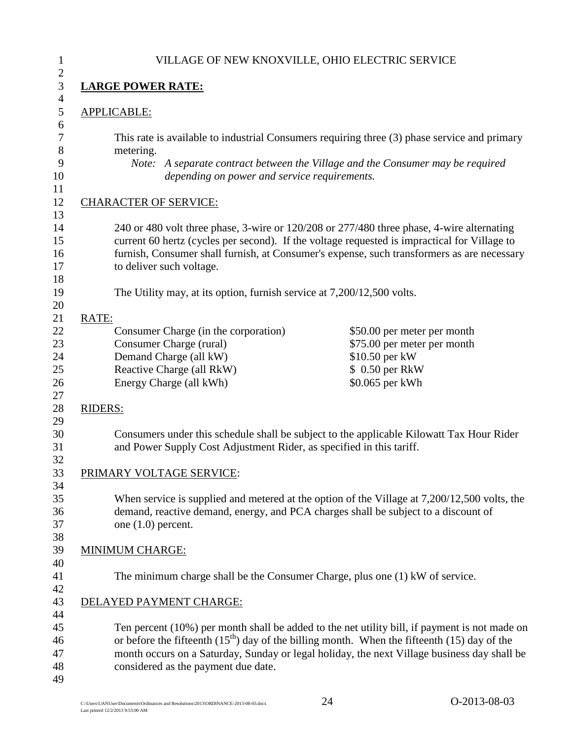VILLAGE OF NEW KNOXVILLE, OHIO ELECTRIC SERVICE

**LARGE POWER RATE:**

APPLICABLE:

This rate is available to industrial Consumers requiring three (3) phase service and primary metering.

*Note: A separate contract between the Village and the Consumer may be required depending on power and service requirements.*

CHARACTER OF SERVICE:

240 or 480 volt three phase, 3-wire or 120/208 or 277/480 three phase, 4-wire alternating current 60 hertz (cycles per second). If the voltage requested is impractical for Village to furnish, Consumer shall furnish, at Consumer's expense, such transformers as are necessary to deliver such voltage.

The Utility may, at its option, furnish service at 7,200/12,500 volts.

RATE:

| | |
|---|---|
| Consumer Charge (in the corporation) | \$50.00 per meter per month |
| Consumer Charge (rural) | \$75.00 per meter per month |
| Demand Charge (all kW) | \$10.50 per kW |
| Reactive Charge (all RkW) | \$ 0.50 per RkW |
| Energy Charge (all kWh) | \$0.065 per kWh |

RIDERS:

Consumers under this schedule shall be subject to the applicable Kilowatt Tax Hour Rider and Power Supply Cost Adjustment Rider, as specified in this tariff.

PRIMARY VOLTAGE SERVICE:

When service is supplied and metered at the option of the Village at 7,200/12,500 volts, the demand, reactive demand, energy, and PCA charges shall be subject to a discount of one (1.0) percent.

MINIMUM CHARGE:

The minimum charge shall be the Consumer Charge, plus one (1) kW of service.

DELAYED PAYMENT CHARGE:

Ten percent (10%) per month shall be added to the net utility bill, if payment is not made on or before the fifteenth (15th) day of the billing month. When the fifteenth (15) day of the month occurs on a Saturday, Sunday or legal holiday, the next Village business day shall be considered as the payment due date.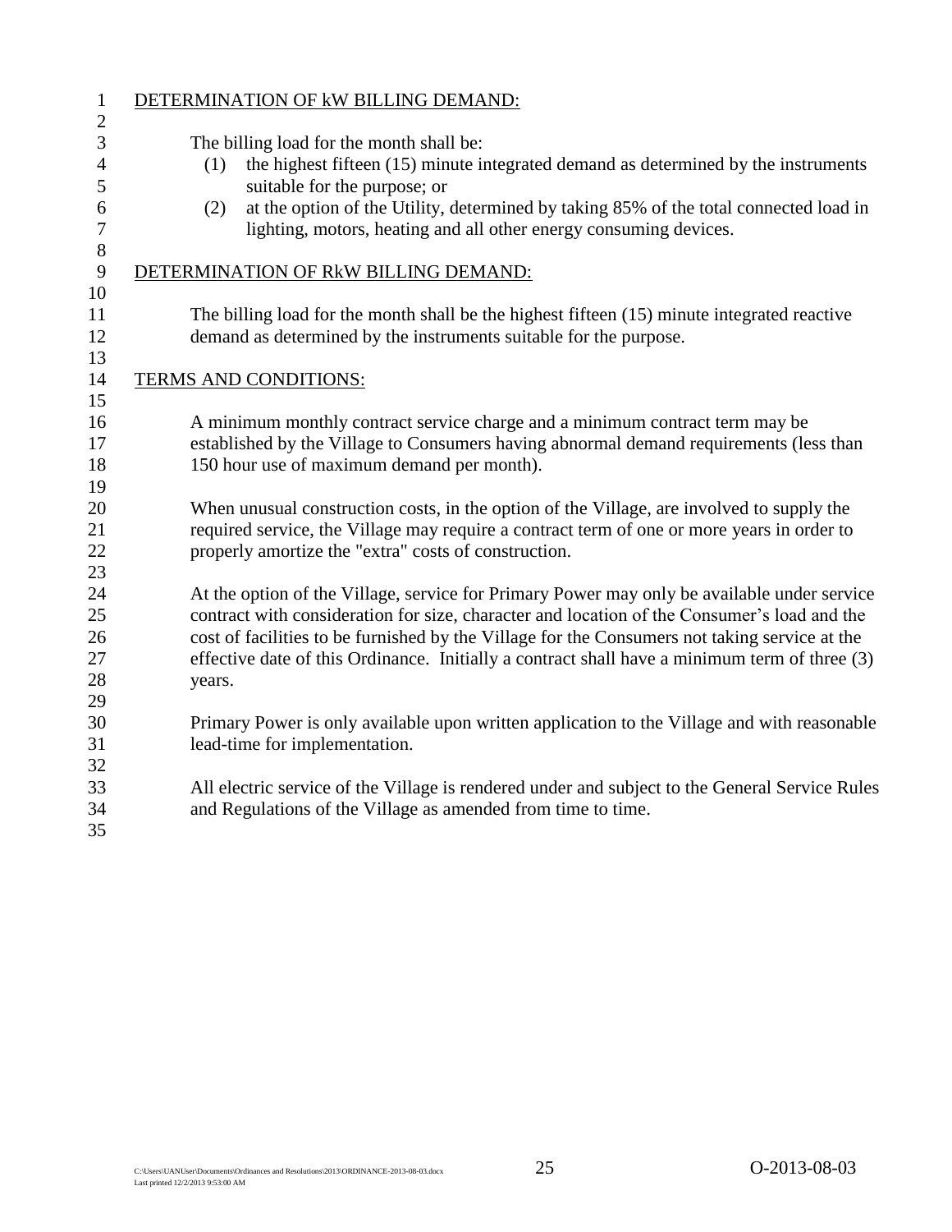DETERMINATION OF kW BILLING DEMAND:

The billing load for the month shall be:

(1) the highest fifteen (15) minute integrated demand as determined by the instruments suitable for the purpose; or

(2) at the option of the Utility, determined by taking 85% of the total connected load in lighting, motors, heating and all other energy consuming devices.

DETERMINATION OF RkW BILLING DEMAND:

The billing load for the month shall be the highest fifteen (15) minute integrated reactive demand as determined by the instruments suitable for the purpose.

TERMS AND CONDITIONS:

A minimum monthly contract service charge and a minimum contract term may be established by the Village to Consumers having abnormal demand requirements (less than 150 hour use of maximum demand per month).

When unusual construction costs, in the option of the Village, are involved to supply the required service, the Village may require a contract term of one or more years in order to properly amortize the "extra" costs of construction.

At the option of the Village, service for Primary Power may only be available under service contract with consideration for size, character and location of the Consumer's load and the cost of facilities to be furnished by the Village for the Consumers not taking service at the effective date of this Ordinance. Initially a contract shall have a minimum term of three (3) years.

Primary Power is only available upon written application to the Village and with reasonable lead-time for implementation.

All electric service of the Village is rendered under and subject to the General Service Rules and Regulations of the Village as amended from time to time.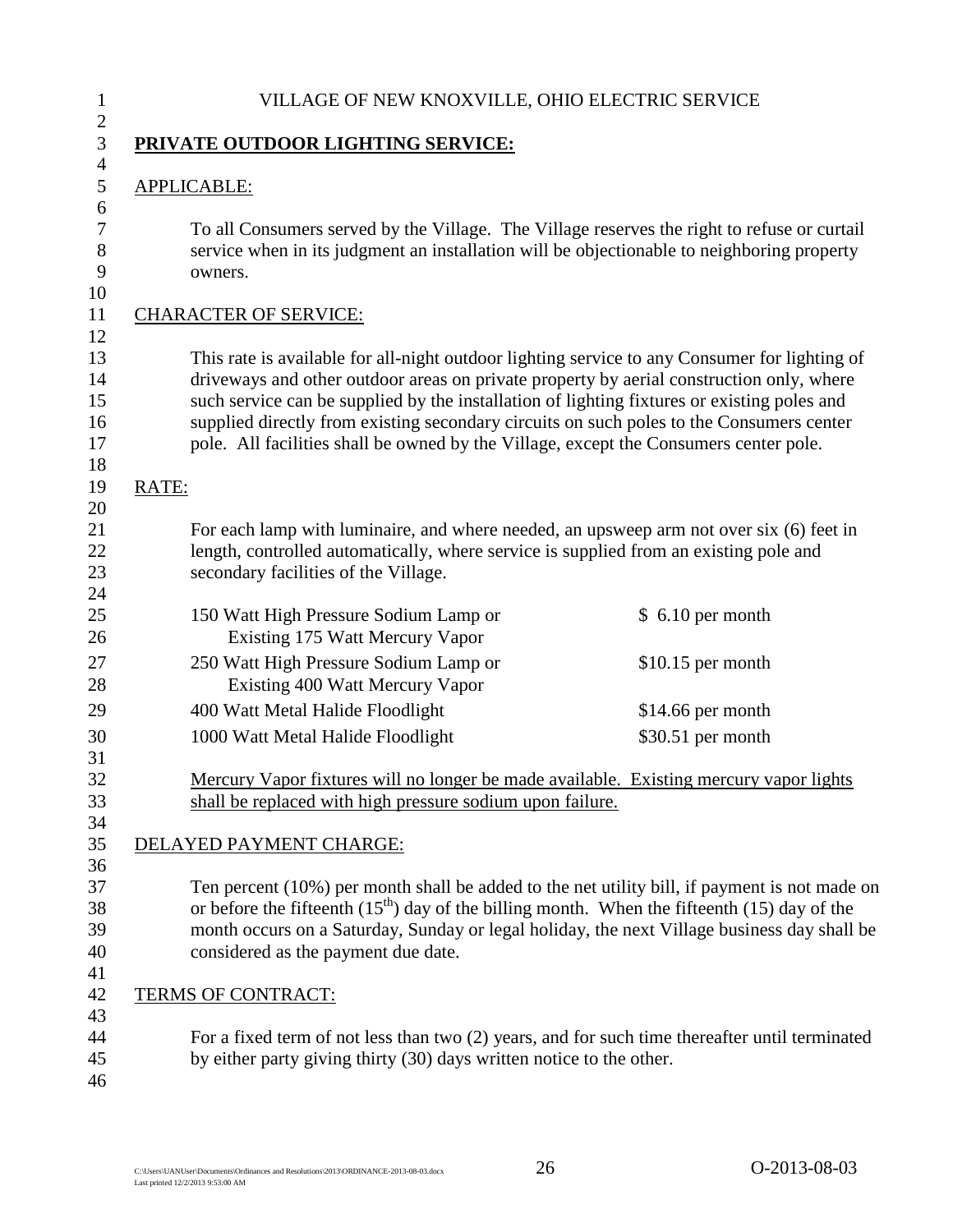VILLAGE OF NEW KNOXVILLE, OHIO ELECTRIC SERVICE

**PRIVATE OUTDOOR LIGHTING SERVICE:**

APPLICABLE:

To all Consumers served by the Village. The Village reserves the right to refuse or curtail service when in its judgment an installation will be objectionable to neighboring property owners.

CHARACTER OF SERVICE:

This rate is available for all-night outdoor lighting service to any Consumer for lighting of driveways and other outdoor areas on private property by aerial construction only, where such service can be supplied by the installation of lighting fixtures or existing poles and supplied directly from existing secondary circuits on such poles to the Consumers center pole. All facilities shall be owned by the Village, except the Consumers center pole.

RATE:

For each lamp with luminaire, and where needed, an upsweep arm not over six (6) feet in length, controlled automatically, where service is supplied from an existing pole and secondary facilities of the Village.

| | |
|---|---|
| 150 Watt High Pressure Sodium Lamp or Existing 175 Watt Mercury Vapor | $ 6.10 per month |
| 250 Watt High Pressure Sodium Lamp or Existing 400 Watt Mercury Vapor | $10.15 per month |
| 400 Watt Metal Halide Floodlight | $14.66 per month |
| 1000 Watt Metal Halide Floodlight | $30.51 per month |

Mercury Vapor fixtures will no longer be made available. Existing mercury vapor lights shall be replaced with high pressure sodium upon failure.

DELAYED PAYMENT CHARGE:

Ten percent (10%) per month shall be added to the net utility bill, if payment is not made on or before the fifteenth (15th) day of the billing month. When the fifteenth (15) day of the month occurs on a Saturday, Sunday or legal holiday, the next Village business day shall be considered as the payment due date.

TERMS OF CONTRACT:

For a fixed term of not less than two (2) years, and for such time thereafter until terminated by either party giving thirty (30) days written notice to the other.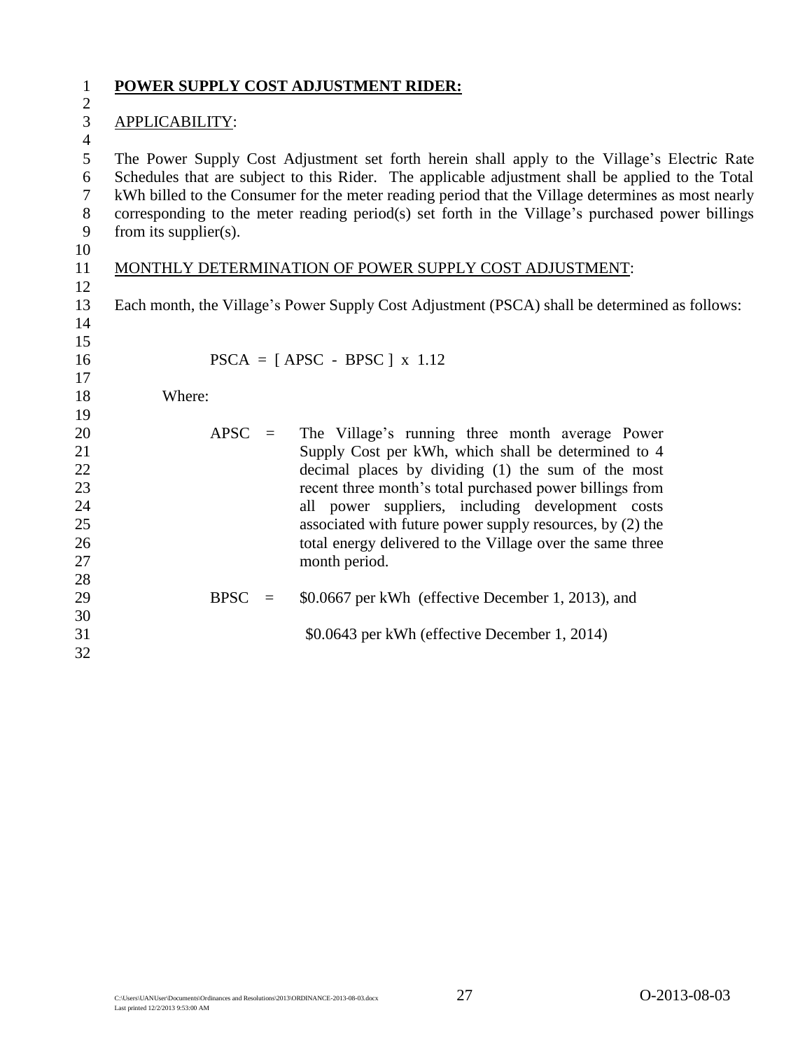**POWER SUPPLY COST ADJUSTMENT RIDER:**

APPLICABILITY:

The Power Supply Cost Adjustment set forth herein shall apply to the Village's Electric Rate Schedules that are subject to this Rider. The applicable adjustment shall be applied to the Total kWh billed to the Consumer for the meter reading period that the Village determines as most nearly corresponding to the meter reading period(s) set forth in the Village's purchased power billings from its supplier(s).

MONTHLY DETERMINATION OF POWER SUPPLY COST ADJUSTMENT:

Each month, the Village's Power Supply Cost Adjustment (PSCA) shall be determined as follows:

$$PSCA = [\ APSC\ -\ BPSC\ ]\ x\ 1.12$$

Where:

APSC = The Village's running three month average Power Supply Cost per kWh, which shall be determined to 4 decimal places by dividing (1) the sum of the most recent three month's total purchased power billings from all power suppliers, including development costs associated with future power supply resources, by (2) the total energy delivered to the Village over the same three month period.

BPSC = $0.0667 per kWh (effective December 1, 2013), and

$0.0643 per kWh (effective December 1, 2014)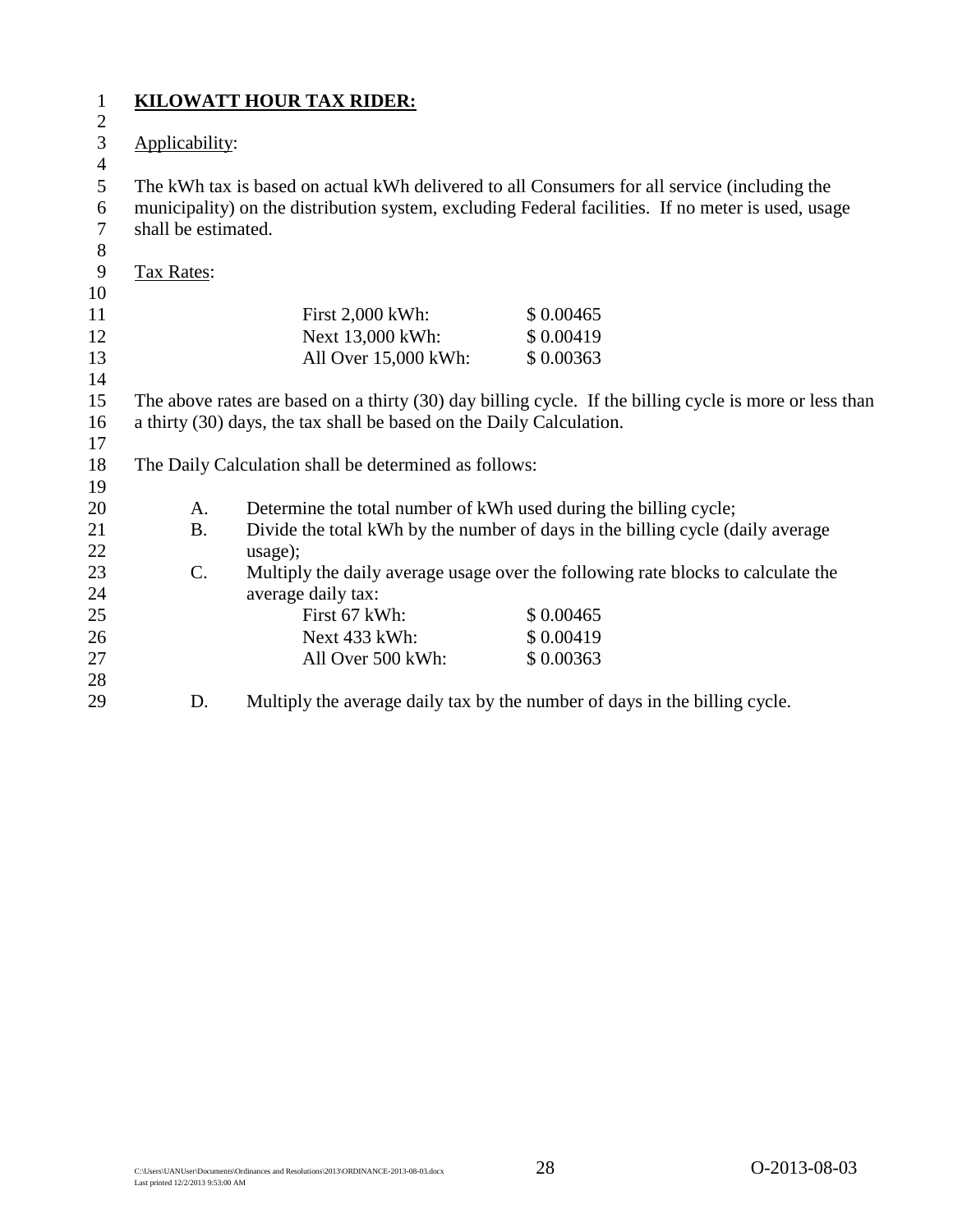**KILOWATT HOUR TAX RIDER:**

Applicability:

The kWh tax is based on actual kWh delivered to all Consumers for all service (including the municipality) on the distribution system, excluding Federal facilities. If no meter is used, usage shall be estimated.

Tax Rates:

| | |
|---|---|
| First 2,000 kWh: | $ 0.00465 |
| Next 13,000 kWh: | $ 0.00419 |
| All Over 15,000 kWh: | $ 0.00363 |

The above rates are based on a thirty (30) day billing cycle. If the billing cycle is more or less than a thirty (30) days, the tax shall be based on the Daily Calculation.

The Daily Calculation shall be determined as follows:

A. Determine the total number of kWh used during the billing cycle;

B. Divide the total kWh by the number of days in the billing cycle (daily average usage);

C. Multiply the daily average usage over the following rate blocks to calculate the average daily tax:

| | |
|---|---|
| First 67 kWh: | $ 0.00465 |
| Next 433 kWh: | $ 0.00419 |
| All Over 500 kWh: | $ 0.00363 |

D. Multiply the average daily tax by the number of days in the billing cycle.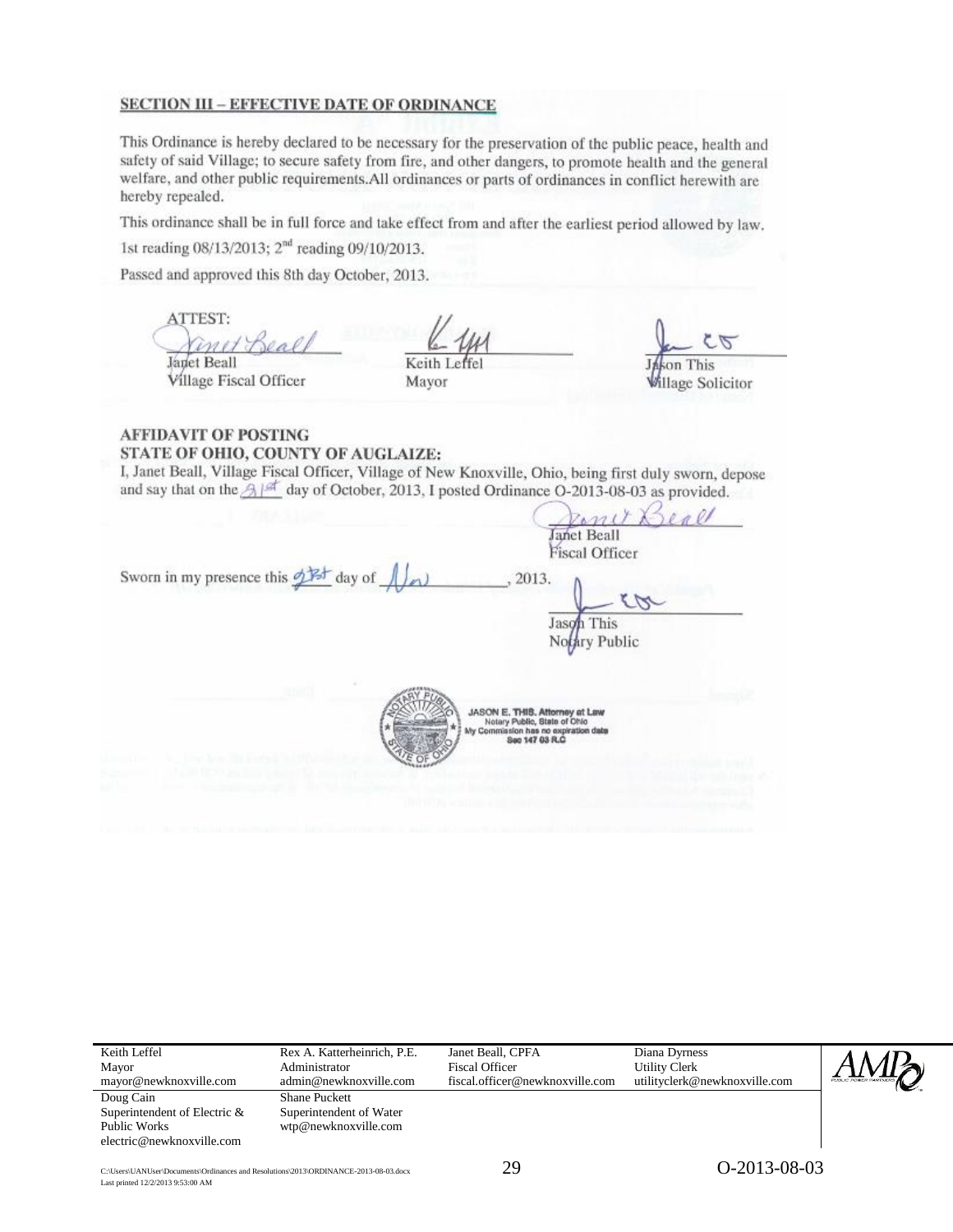**SECTION III – EFFECTIVE DATE OF ORDINANCE**

This Ordinance is hereby declared to be necessary for the preservation of the public peace, health and safety of said Village; to secure safety from fire, and other dangers, to promote health and the general welfare, and other public requirements.All ordinances or parts of ordinances in conflict herewith are hereby repealed.

This ordinance shall be in full force and take effect from and after the earliest period allowed by law.

1st reading 08/13/2013; 2nd reading 09/10/2013.

Passed and approved this 8th day October, 2013.

ATTEST:

| Janet Beall | Keith Leffel | Jason This |
|---|---|---|
| Village Fiscal Officer | Mayor | Village Solicitor |

**AFFIDAVIT OF POSTING**
**STATE OF OHIO, COUNTY OF AUGLAIZE:**

I, Janet Beall, Village Fiscal Officer, Village of New Knoxville, Ohio, being first duly sworn, depose and say that on the 21st day of October, 2013, I posted Ordinance O-2013-08-03 as provided.

Janet Beall
Fiscal Officer

Sworn in my presence this 21st day of Nov, 2013.

Jason This
Notary Public

JASON E. THIS, Attorney at Law
Notary Public, State of Ohio
My Commission has no expiration date
Sec 147 03 R.C

| Keith Leffel<br>Mayor<br>mayor@newknoxville.com | Rex A. Katterheinrich, P.E.<br>Administrator<br>admin@newknoxville.com | Janet Beall, CPFA<br>Fiscal Officer<br>fiscal.officer@newknoxville.com | Diana Dyrness<br>Utility Clerk<br>utilityclerk@newknoxville.com |
|---|---|---|---|
| Doug Cain<br>Superintendent of Electric & Public Works<br>electric@newknoxville.com | Shane Puckett<br>Superintendent of Water<br>wtp@newknoxville.com | | |

C:\Users\UANUser\Documents\Ordinances and Resolutions\2013\ORDINANCE-2013-08-03.docx
Last printed 12/2/2013 9:53:00 AM

O-2013-08-03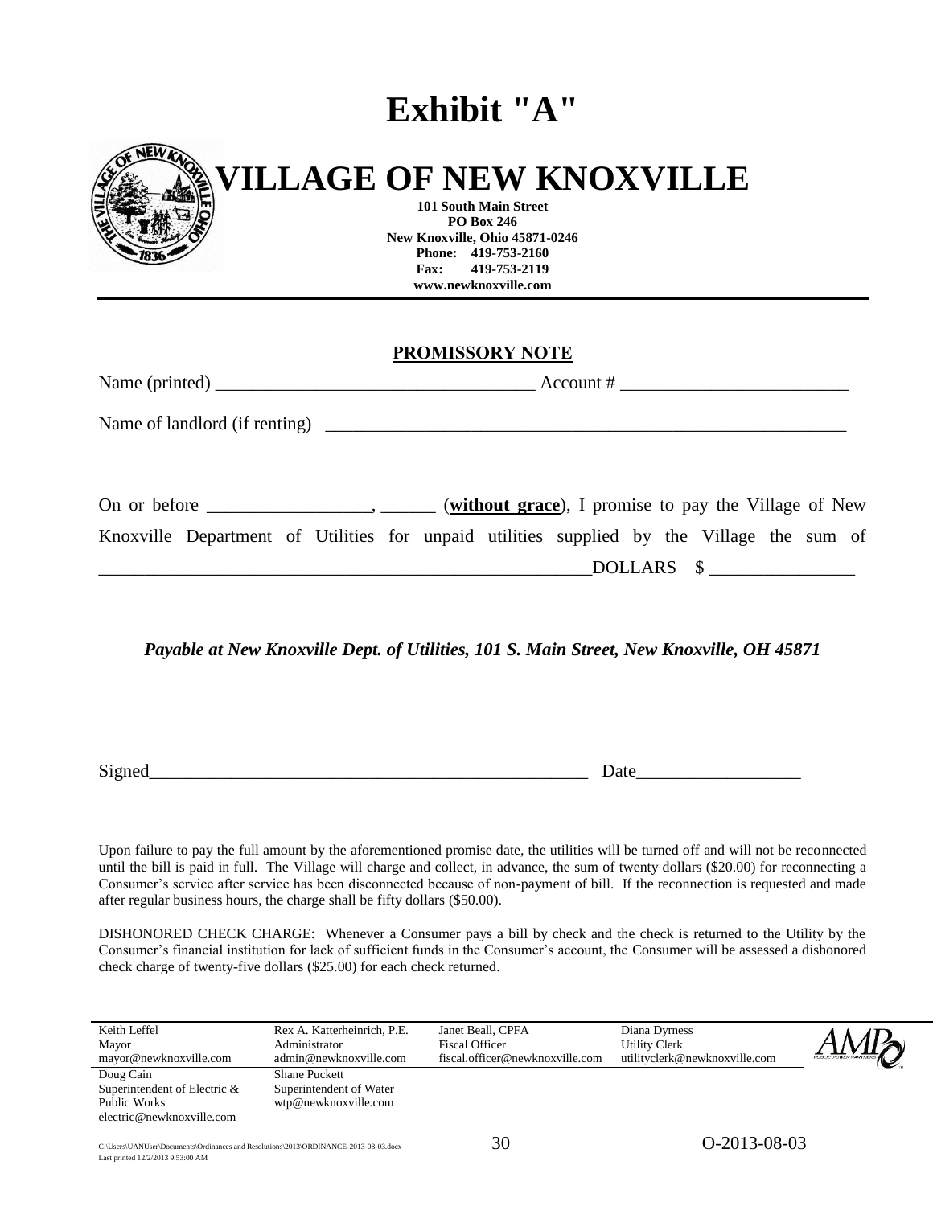# Exhibit "A"

# VILLAGE OF NEW KNOXVILLE

**101 South Main Street**
**PO Box 246**
**New Knoxville, Ohio 45871-0246**
**Phone: 419-753-2160**
**Fax: 419-753-2119**
**www.newknoxville.com**

## PROMISSORY NOTE

Name (printed) ___________________________________ Account # _________________________

Name of landlord (if renting) __________________________________________________________

On or before _________________, ______ (**without grace**), I promise to pay the Village of New Knoxville Department of Utilities for unpaid utilities supplied by the Village the sum of _______________________________________________________DOLLARS $ ________________

***Payable at New Knoxville Dept. of Utilities, 101 S. Main Street, New Knoxville, OH 45871***

Signed_________________________________________________ Date_________________

Upon failure to pay the full amount by the aforementioned promise date, the utilities will be turned off and will not be reconnected until the bill is paid in full. The Village will charge and collect, in advance, the sum of twenty dollars ($20.00) for reconnecting a Consumer's service after service has been disconnected because of non-payment of bill. If the reconnection is requested and made after regular business hours, the charge shall be fifty dollars ($50.00).

DISHONORED CHECK CHARGE: Whenever a Consumer pays a bill by check and the check is returned to the Utility by the Consumer's financial institution for lack of sufficient funds in the Consumer's account, the Consumer will be assessed a dishonored check charge of twenty-five dollars ($25.00) for each check returned.

| | | | |
|---|---|---|---|
| Keith Leffel<br>Mayor<br>mayor@newknoxville.com | Rex A. Katterheinrich, P.E.<br>Administrator<br>admin@newknoxville.com | Janet Beall, CPFA<br>Fiscal Officer<br>fiscal.officer@newknoxville.com | Diana Dyrness<br>Utility Clerk<br>utilityclerk@newknoxville.com |
| Doug Cain<br>Superintendent of Electric &<br>Public Works<br>electric@newknoxville.com | Shane Puckett<br>Superintendent of Water<br>wtp@newknoxville.com | | |